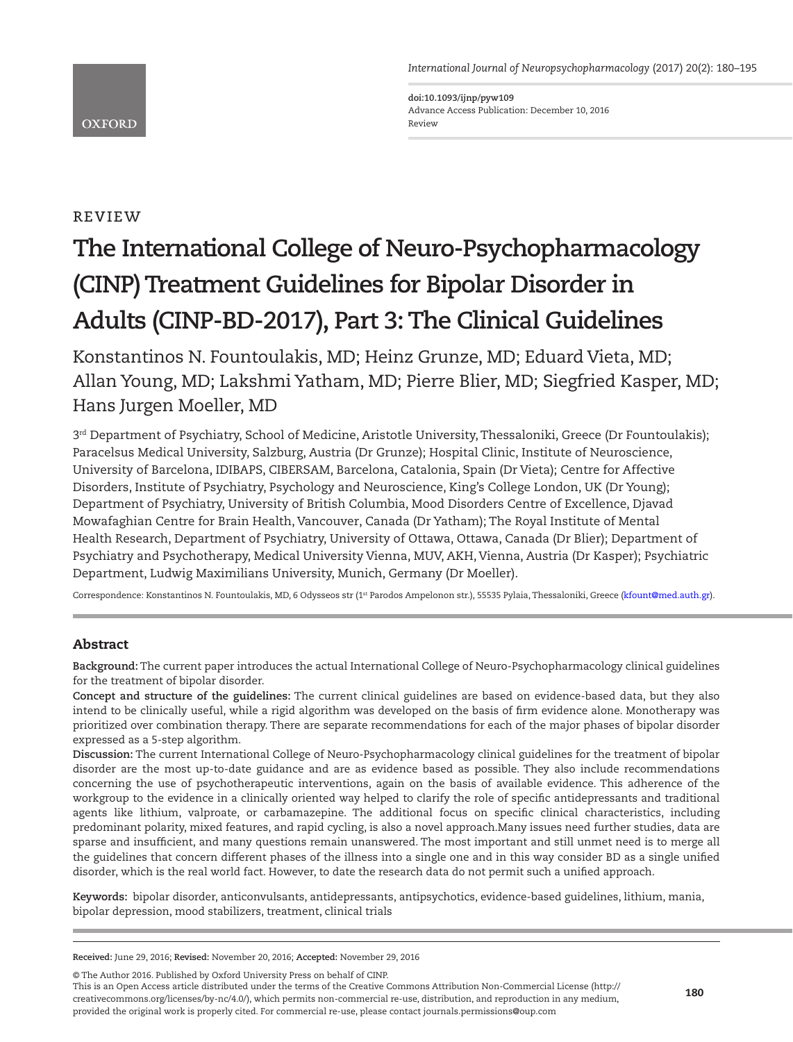REVIEW

# The International College of Neuro-Psychopharmacology (CINP) Treatment Guidelines for Bipolar Disorder in Adults (CINP-BD-2017), Part 3: The Clinical Guidelines

Konstantinos N. Fountoulakis, MD; Heinz Grunze, MD; Eduard Vieta, MD; Allan Young, MD; Lakshmi Yatham, MD; Pierre Blier, MD; Siegfried Kasper, MD; Hans Jurgen Moeller, MD

3[rd] Department of Psychiatry, School of Medicine, Aristotle University, Thessaloniki, Greece (Dr Fountoulakis); Paracelsus Medical University, Salzburg, Austria (Dr Grunze); Hospital Clinic, Institute of Neuroscience, University of Barcelona, IDIBAPS, CIBERSAM, Barcelona, Catalonia, Spain (Dr Vieta); Centre for Affective Disorders, Institute of Psychiatry, Psychology and Neuroscience, King's College London, UK (Dr Young); Department of Psychiatry, University of British Columbia, Mood Disorders Centre of Excellence, Djavad Mowafaghian Centre for Brain Health, Vancouver, Canada (Dr Yatham); The Royal Institute of Mental Health Research, Department of Psychiatry, University of Ottawa, Ottawa, Canada (Dr Blier); Department of Psychiatry and Psychotherapy, Medical University Vienna, MUV, AKH, Vienna, Austria (Dr Kasper); Psychiatric Department, Ludwig Maximilians University, Munich, Germany (Dr Moeller).

Correspondence: Konstantinos N. Fountoulakis, MD, 6 Odysseos str (1[st] Parodos Ampelonon str.), 55535 Pylaia, Thessaloniki, Greece (kfount@med.auth.gr).

## Abstract

**Background:** The current paper introduces the actual International College of Neuro-Psychopharmacology clinical guidelines for the treatment of bipolar disorder.

**Concept and structure of the guidelines:** The current clinical guidelines are based on evidence-based data, but they also intend to be clinically useful, while a rigid algorithm was developed on the basis of firm evidence alone. Monotherapy was prioritized over combination therapy. There are separate recommendations for each of the major phases of bipolar disorder expressed as a 5-step algorithm.

**Discussion:** The current International College of Neuro-Psychopharmacology clinical guidelines for the treatment of bipolar disorder are the most up-to-date guidance and are as evidence based as possible. They also include recommendations concerning the use of psychotherapeutic interventions, again on the basis of available evidence. This adherence of the workgroup to the evidence in a clinically oriented way helped to clarify the role of specific antidepressants and traditional agents like lithium, valproate, or carbamazepine. The additional focus on specific clinical characteristics, including predominant polarity, mixed features, and rapid cycling, is also a novel approach.Many issues need further studies, data are sparse and insufficient, and many questions remain unanswered. The most important and still unmet need is to merge all the guidelines that concern different phases of the illness into a single one and in this way consider BD as a single unified disorder, which is the real world fact. However, to date the research data do not permit such a unified approach.

**Keywords:** bipolar disorder, anticonvulsants, antidepressants, antipsychotics, evidence-based guidelines, lithium, mania, bipolar depression, mood stabilizers, treatment, clinical trials

**Received:** June 29, 2016; **Revised:** November 20, 2016; **Accepted:** November 29, 2016

© The Author 2016. Published by Oxford University Press on behalf of CINP.
This is an Open Access article distributed under the terms of the Creative Commons Attribution Non-Commercial License (http://creativecommons.org/licenses/by-nc/4.0/), which permits non-commercial re-use, distribution, and reproduction in any medium, provided the original work is properly cited. For commercial re-use, please contact journals.permissions@oup.com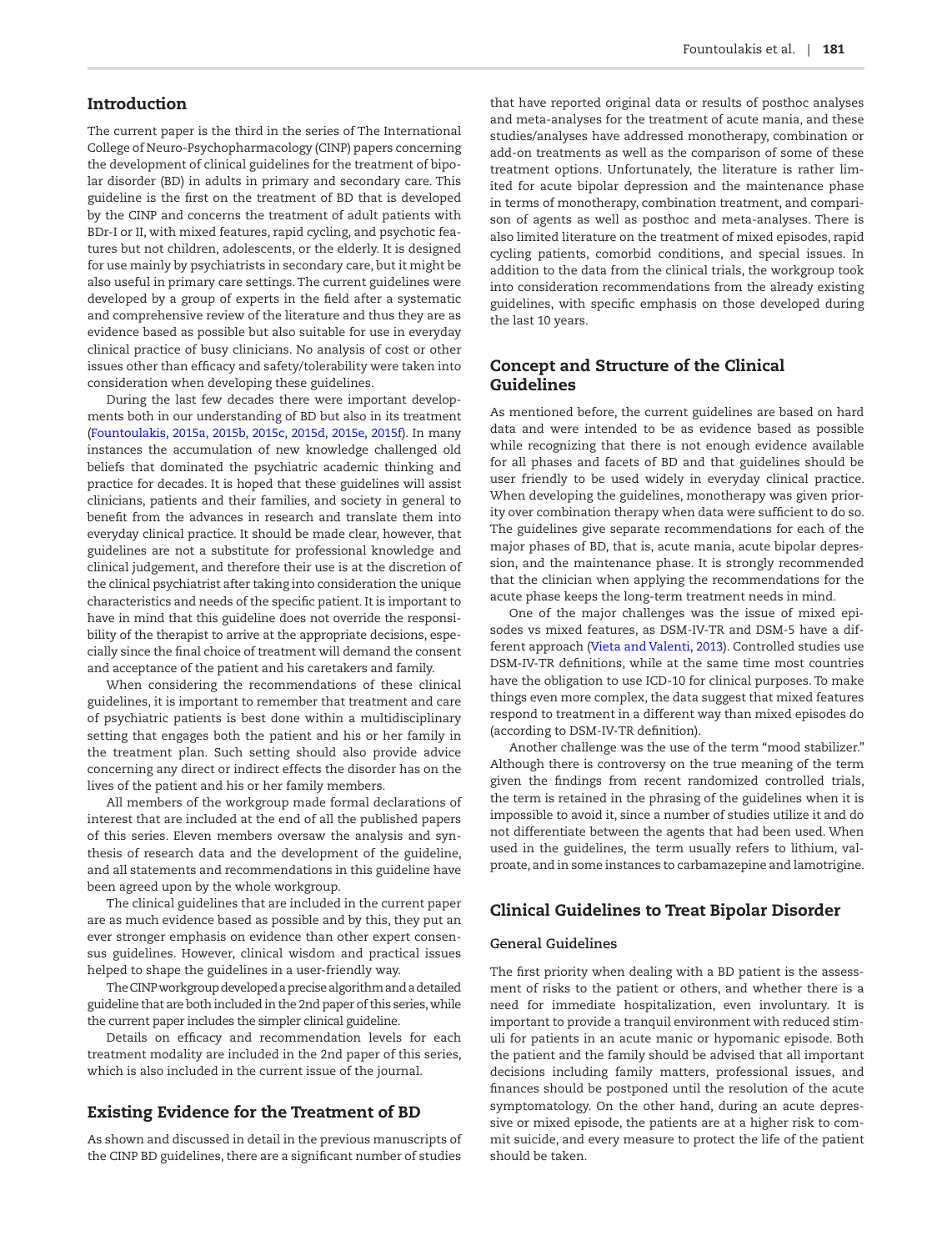## Introduction

The current paper is the third in the series of The International College of Neuro-Psychopharmacology (CINP) papers concerning the development of clinical guidelines for the treatment of bipolar disorder (BD) in adults in primary and secondary care. This guideline is the first on the treatment of BD that is developed by the CINP and concerns the treatment of adult patients with BDr-I or II, with mixed features, rapid cycling, and psychotic features but not children, adolescents, or the elderly. It is designed for use mainly by psychiatrists in secondary care, but it might be also useful in primary care settings. The current guidelines were developed by a group of experts in the field after a systematic and comprehensive review of the literature and thus they are as evidence based as possible but also suitable for use in everyday clinical practice of busy clinicians. No analysis of cost or other issues other than efficacy and safety/tolerability were taken into consideration when developing these guidelines.

During the last few decades there were important developments both in our understanding of BD but also in its treatment (Fountoulakis, 2015a, 2015b, 2015c, 2015d, 2015e, 2015f). In many instances the accumulation of new knowledge challenged old beliefs that dominated the psychiatric academic thinking and practice for decades. It is hoped that these guidelines will assist clinicians, patients and their families, and society in general to benefit from the advances in research and translate them into everyday clinical practice. It should be made clear, however, that guidelines are not a substitute for professional knowledge and clinical judgement, and therefore their use is at the discretion of the clinical psychiatrist after taking into consideration the unique characteristics and needs of the specific patient. It is important to have in mind that this guideline does not override the responsibility of the therapist to arrive at the appropriate decisions, especially since the final choice of treatment will demand the consent and acceptance of the patient and his caretakers and family.

When considering the recommendations of these clinical guidelines, it is important to remember that treatment and care of psychiatric patients is best done within a multidisciplinary setting that engages both the patient and his or her family in the treatment plan. Such setting should also provide advice concerning any direct or indirect effects the disorder has on the lives of the patient and his or her family members.

All members of the workgroup made formal declarations of interest that are included at the end of all the published papers of this series. Eleven members oversaw the analysis and synthesis of research data and the development of the guideline, and all statements and recommendations in this guideline have been agreed upon by the whole workgroup.

The clinical guidelines that are included in the current paper are as much evidence based as possible and by this, they put an ever stronger emphasis on evidence than other expert consensus guidelines. However, clinical wisdom and practical issues helped to shape the guidelines in a user-friendly way.

The CINP workgroup developed a precise algorithm and a detailed guideline that are both included in the 2nd paper of this series, while the current paper includes the simpler clinical guideline.

Details on efficacy and recommendation levels for each treatment modality are included in the 2nd paper of this series, which is also included in the current issue of the journal.

## Existing Evidence for the Treatment of BD

As shown and discussed in detail in the previous manuscripts of the CINP BD guidelines, there are a significant number of studies that have reported original data or results of posthoc analyses and meta-analyses for the treatment of acute mania, and these studies/analyses have addressed monotherapy, combination or add-on treatments as well as the comparison of some of these treatment options. Unfortunately, the literature is rather limited for acute bipolar depression and the maintenance phase in terms of monotherapy, combination treatment, and comparison of agents as well as posthoc and meta-analyses. There is also limited literature on the treatment of mixed episodes, rapid cycling patients, comorbid conditions, and special issues. In addition to the data from the clinical trials, the workgroup took into consideration recommendations from the already existing guidelines, with specific emphasis on those developed during the last 10 years.

## Concept and Structure of the Clinical Guidelines

As mentioned before, the current guidelines are based on hard data and were intended to be as evidence based as possible while recognizing that there is not enough evidence available for all phases and facets of BD and that guidelines should be user friendly to be used widely in everyday clinical practice. When developing the guidelines, monotherapy was given priority over combination therapy when data were sufficient to do so. The guidelines give separate recommendations for each of the major phases of BD, that is, acute mania, acute bipolar depression, and the maintenance phase. It is strongly recommended that the clinician when applying the recommendations for the acute phase keeps the long-term treatment needs in mind.

One of the major challenges was the issue of mixed episodes vs mixed features, as DSM-IV-TR and DSM-5 have a different approach (Vieta and Valenti, 2013). Controlled studies use DSM-IV-TR definitions, while at the same time most countries have the obligation to use ICD-10 for clinical purposes. To make things even more complex, the data suggest that mixed features respond to treatment in a different way than mixed episodes do (according to DSM-IV-TR definition).

Another challenge was the use of the term "mood stabilizer." Although there is controversy on the true meaning of the term given the findings from recent randomized controlled trials, the term is retained in the phrasing of the guidelines when it is impossible to avoid it, since a number of studies utilize it and do not differentiate between the agents that had been used. When used in the guidelines, the term usually refers to lithium, valproate, and in some instances to carbamazepine and lamotrigine.

## Clinical Guidelines to Treat Bipolar Disorder

### General Guidelines

The first priority when dealing with a BD patient is the assessment of risks to the patient or others, and whether there is a need for immediate hospitalization, even involuntary. It is important to provide a tranquil environment with reduced stimuli for patients in an acute manic or hypomanic episode. Both the patient and the family should be advised that all important decisions including family matters, professional issues, and finances should be postponed until the resolution of the acute symptomatology. On the other hand, during an acute depressive or mixed episode, the patients are at a higher risk to commit suicide, and every measure to protect the life of the patient should be taken.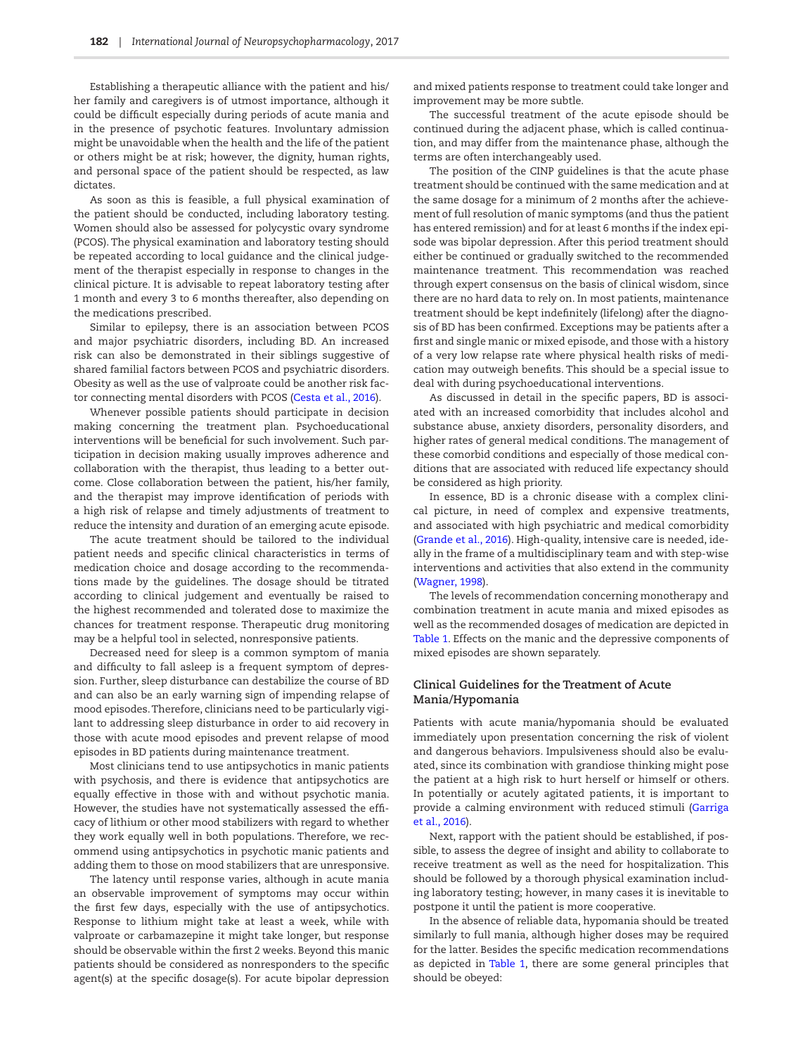Establishing a therapeutic alliance with the patient and his/her family and caregivers is of utmost importance, although it could be difficult especially during periods of acute mania and in the presence of psychotic features. Involuntary admission might be unavoidable when the health and the life of the patient or others might be at risk; however, the dignity, human rights, and personal space of the patient should be respected, as law dictates.

As soon as this is feasible, a full physical examination of the patient should be conducted, including laboratory testing. Women should also be assessed for polycystic ovary syndrome (PCOS). The physical examination and laboratory testing should be repeated according to local guidance and the clinical judgement of the therapist especially in response to changes in the clinical picture. It is advisable to repeat laboratory testing after 1 month and every 3 to 6 months thereafter, also depending on the medications prescribed.

Similar to epilepsy, there is an association between PCOS and major psychiatric disorders, including BD. An increased risk can also be demonstrated in their siblings suggestive of shared familial factors between PCOS and psychiatric disorders. Obesity as well as the use of valproate could be another risk factor connecting mental disorders with PCOS (Cesta et al., 2016).

Whenever possible patients should participate in decision making concerning the treatment plan. Psychoeducational interventions will be beneficial for such involvement. Such participation in decision making usually improves adherence and collaboration with the therapist, thus leading to a better outcome. Close collaboration between the patient, his/her family, and the therapist may improve identification of periods with a high risk of relapse and timely adjustments of treatment to reduce the intensity and duration of an emerging acute episode.

The acute treatment should be tailored to the individual patient needs and specific clinical characteristics in terms of medication choice and dosage according to the recommendations made by the guidelines. The dosage should be titrated according to clinical judgement and eventually be raised to the highest recommended and tolerated dose to maximize the chances for treatment response. Therapeutic drug monitoring may be a helpful tool in selected, nonresponsive patients.

Decreased need for sleep is a common symptom of mania and difficulty to fall asleep is a frequent symptom of depression. Further, sleep disturbance can destabilize the course of BD and can also be an early warning sign of impending relapse of mood episodes. Therefore, clinicians need to be particularly vigilant to addressing sleep disturbance in order to aid recovery in those with acute mood episodes and prevent relapse of mood episodes in BD patients during maintenance treatment.

Most clinicians tend to use antipsychotics in manic patients with psychosis, and there is evidence that antipsychotics are equally effective in those with and without psychotic mania. However, the studies have not systematically assessed the efficacy of lithium or other mood stabilizers with regard to whether they work equally well in both populations. Therefore, we recommend using antipsychotics in psychotic manic patients and adding them to those on mood stabilizers that are unresponsive.

The latency until response varies, although in acute mania an observable improvement of symptoms may occur within the first few days, especially with the use of antipsychotics. Response to lithium might take at least a week, while with valproate or carbamazepine it might take longer, but response should be observable within the first 2 weeks. Beyond this manic patients should be considered as nonresponders to the specific agent(s) at the specific dosage(s). For acute bipolar depression and mixed patients response to treatment could take longer and improvement may be more subtle.

The successful treatment of the acute episode should be continued during the adjacent phase, which is called continuation, and may differ from the maintenance phase, although the terms are often interchangeably used.

The position of the CINP guidelines is that the acute phase treatment should be continued with the same medication and at the same dosage for a minimum of 2 months after the achievement of full resolution of manic symptoms (and thus the patient has entered remission) and for at least 6 months if the index episode was bipolar depression. After this period treatment should either be continued or gradually switched to the recommended maintenance treatment. This recommendation was reached through expert consensus on the basis of clinical wisdom, since there are no hard data to rely on. In most patients, maintenance treatment should be kept indefinitely (lifelong) after the diagnosis of BD has been confirmed. Exceptions may be patients after a first and single manic or mixed episode, and those with a history of a very low relapse rate where physical health risks of medication may outweigh benefits. This should be a special issue to deal with during psychoeducational interventions.

As discussed in detail in the specific papers, BD is associated with an increased comorbidity that includes alcohol and substance abuse, anxiety disorders, personality disorders, and higher rates of general medical conditions. The management of these comorbid conditions and especially of those medical conditions that are associated with reduced life expectancy should be considered as high priority.

In essence, BD is a chronic disease with a complex clinical picture, in need of complex and expensive treatments, and associated with high psychiatric and medical comorbidity (Grande et al., 2016). High-quality, intensive care is needed, ideally in the frame of a multidisciplinary team and with step-wise interventions and activities that also extend in the community (Wagner, 1998).

The levels of recommendation concerning monotherapy and combination treatment in acute mania and mixed episodes as well as the recommended dosages of medication are depicted in Table 1. Effects on the manic and the depressive components of mixed episodes are shown separately.

## Clinical Guidelines for the Treatment of Acute Mania/Hypomania

Patients with acute mania/hypomania should be evaluated immediately upon presentation concerning the risk of violent and dangerous behaviors. Impulsiveness should also be evaluated, since its combination with grandiose thinking might pose the patient at a high risk to hurt herself or himself or others. In potentially or acutely agitated patients, it is important to provide a calming environment with reduced stimuli (Garriga et al., 2016).

Next, rapport with the patient should be established, if possible, to assess the degree of insight and ability to collaborate to receive treatment as well as the need for hospitalization. This should be followed by a thorough physical examination including laboratory testing; however, in many cases it is inevitable to postpone it until the patient is more cooperative.

In the absence of reliable data, hypomania should be treated similarly to full mania, although higher doses may be required for the latter. Besides the specific medication recommendations as depicted in Table 1, there are some general principles that should be obeyed: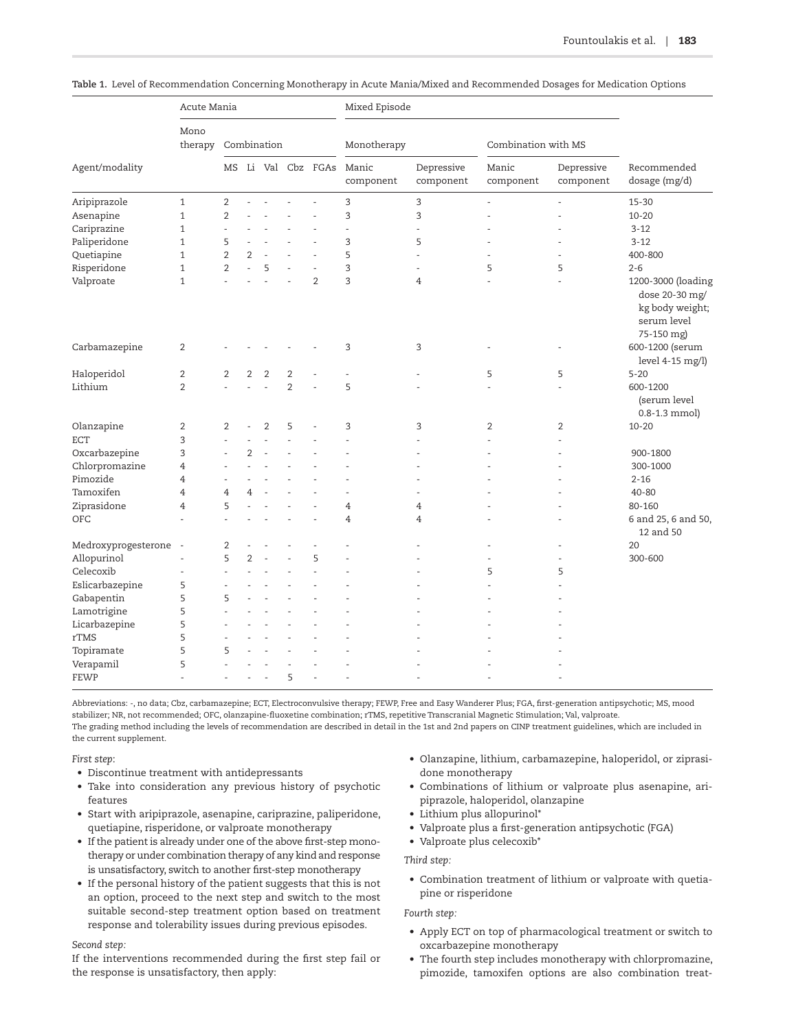**Table 1.** Level of Recommendation Concerning Monotherapy in Acute Mania/Mixed and Recommended Dosages for Medication Options

| Agent/modality | Acute Mania | | | | | | Mixed Episode | | | | Recommended dosage (mg/d) |
|---|---|---|---|---|---|---|---|---|---|---|---|
| | Mono therapy | Combination | | | | | Monotherapy | | Combination with MS | | |
| | | MS | Li | Val | Cbz | FGAs | Manic component | Depressive component | Manic component | Depressive component | |
| Aripiprazole | 1 | 2 | - | - | - | - | 3 | 3 | - | - | 15-30 |
| Asenapine | 1 | 2 | - | - | - | - | 3 | 3 | - | - | 10-20 |
| Cariprazine | 1 | - | - | - | - | - | - | - | - | - | 3-12 |
| Paliperidone | 1 | 5 | - | - | - | - | 3 | 5 | - | - | 3-12 |
| Quetiapine | 1 | 2 | 2 | - | - | - | 5 | - | - | - | 400-800 |
| Risperidone | 1 | 2 | - | 5 | - | - | 3 | - | 5 | 5 | 2-6 |
| Valproate | 1 | - | - | - | - | 2 | 3 | 4 | - | - | 1200-3000 (loading dose 20-30 mg/kg body weight; serum level 75-150 mg) |
| Carbamazepine | 2 | - | - | - | - | - | 3 | 3 | - | - | 600-1200 (serum level 4-15 mg/l) |
| Haloperidol | 2 | 2 | 2 | 2 | 2 | - | - | - | 5 | 5 | 5-20 |
| Lithium | 2 | - | - | - | 2 | - | 5 | - | - | - | 600-1200 (serum level 0.8-1.3 mmol) |
| Olanzapine | 2 | 2 | - | 2 | 5 | - | 3 | 3 | 2 | 2 | 10-20 |
| ECT | 3 | - | - | - | - | - | - | - | - | - | |
| Oxcarbazepine | 3 | - | 2 | - | - | - | - | - | - | - | 900-1800 |
| Chlorpromazine | 4 | - | - | - | - | - | - | - | - | - | 300-1000 |
| Pimozide | 4 | - | - | - | - | - | - | - | - | - | 2-16 |
| Tamoxifen | 4 | 4 | 4 | - | - | - | - | - | - | - | 40-80 |
| Ziprasidone | 4 | 5 | - | - | - | - | 4 | 4 | - | - | 80-160 |
| OFC | - | - | - | - | - | - | 4 | 4 | - | - | 6 and 25, 6 and 50, 12 and 50 |
| Medroxyprogesterone | - | 2 | - | - | - | - | - | - | - | - | 20 |
| Allopurinol | - | 5 | 2 | - | - | 5 | - | - | - | - | 300-600 |
| Celecoxib | - | - | - | - | - | - | - | - | 5 | 5 | |
| Eslicarbazepine | 5 | - | - | - | - | - | - | - | - | - | |
| Gabapentin | 5 | 5 | - | - | - | - | - | - | - | - | |
| Lamotrigine | 5 | - | - | - | - | - | - | - | - | - | |
| Licarbazepine | 5 | - | - | - | - | - | - | - | - | - | |
| rTMS | 5 | - | - | - | - | - | - | - | - | - | |
| Topiramate | 5 | 5 | - | - | - | - | - | - | - | - | |
| Verapamil | 5 | - | - | - | - | - | - | - | - | - | |
| FEWP | - | - | - | - | 5 | - | - | - | - | - | |

Abbreviations: -, no data; Cbz, carbamazepine; ECT, Electroconvulsive therapy; FEWP, Free and Easy Wanderer Plus; FGA, first-generation antipsychotic; MS, mood stabilizer; NR, not recommended; OFC, olanzapine-fluoxetine combination; rTMS, repetitive Transcranial Magnetic Stimulation; Val, valproate.
The grading method including the levels of recommendation are described in detail in the 1st and 2nd papers on CINP treatment guidelines, which are included in the current supplement.

*First step:*

- Discontinue treatment with antidepressants
- Take into consideration any previous history of psychotic features
- Start with aripiprazole, asenapine, cariprazine, paliperidone, quetiapine, risperidone, or valproate monotherapy
- If the patient is already under one of the above first-step monotherapy or under combination therapy of any kind and response is unsatisfactory, switch to another first-step monotherapy
- If the personal history of the patient suggests that this is not an option, proceed to the next step and switch to the most suitable second-step treatment option based on treatment response and tolerability issues during previous episodes.

*Second step:*

If the interventions recommended during the first step fail or the response is unsatisfactory, then apply:

- Olanzapine, lithium, carbamazepine, haloperidol, or ziprasidone monotherapy
- Combinations of lithium or valproate plus asenapine, aripiprazole, haloperidol, olanzapine
- Lithium plus allopurinol*
- Valproate plus a first-generation antipsychotic (FGA)
- Valproate plus celecoxib*

*Third step:*

- Combination treatment of lithium or valproate with quetiapine or risperidone

*Fourth step:*

- Apply ECT on top of pharmacological treatment or switch to oxcarbazepine monotherapy
- The fourth step includes monotherapy with chlorpromazine, pimozide, tamoxifen options are also combination treat-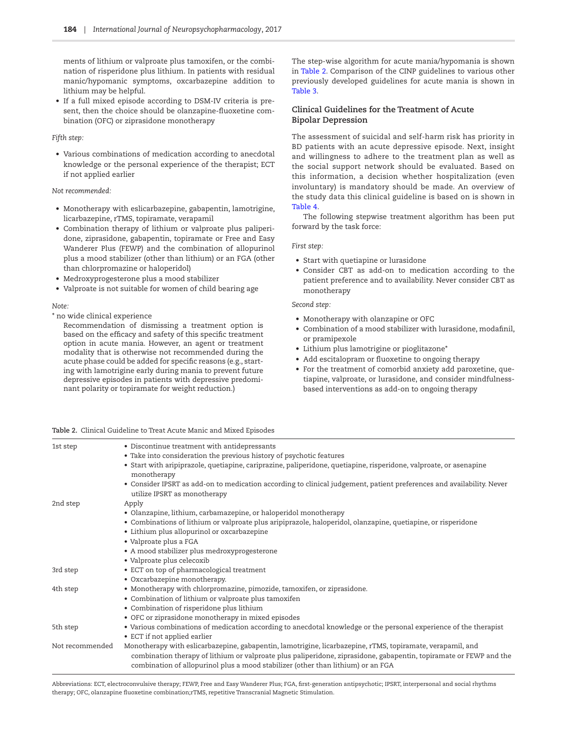ments of lithium or valproate plus tamoxifen, or the combination of risperidone plus lithium. In patients with residual manic/hypomanic symptoms, oxcarbazepine addition to lithium may be helpful.
- If a full mixed episode according to DSM-IV criteria is present, then the choice should be olanzapine-fluoxetine combination (OFC) or ziprasidone monotherapy

*Fifth step:*

- Various combinations of medication according to anecdotal knowledge or the personal experience of the therapist; ECT if not applied earlier

*Not recommended:*

- Monotherapy with eslicarbazepine, gabapentin, lamotrigine, licarbazepine, rTMS, topiramate, verapamil
- Combination therapy of lithium or valproate plus paliperidone, ziprasidone, gabapentin, topiramate or Free and Easy Wanderer Plus (FEWP) and the combination of allopurinol plus a mood stabilizer (other than lithium) or an FGA (other than chlorpromazine or haloperidol)
- Medroxyprogesterone plus a mood stabilizer
- Valproate is not suitable for women of child bearing age

*Note:*

* no wide clinical experience

Recommendation of dismissing a treatment option is based on the efficacy and safety of this specific treatment option in acute mania. However, an agent or treatment modality that is otherwise not recommended during the acute phase could be added for specific reasons (e.g., starting with lamotrigine early during mania to prevent future depressive episodes in patients with depressive predominant polarity or topiramate for weight reduction.)

The step-wise algorithm for acute mania/hypomania is shown in Table 2. Comparison of the CINP guidelines to various other previously developed guidelines for acute mania is shown in Table 3.

## Clinical Guidelines for the Treatment of Acute Bipolar Depression

The assessment of suicidal and self-harm risk has priority in BD patients with an acute depressive episode. Next, insight and willingness to adhere to the treatment plan as well as the social support network should be evaluated. Based on this information, a decision whether hospitalization (even involuntary) is mandatory should be made. An overview of the study data this clinical guideline is based on is shown in Table 4.

The following stepwise treatment algorithm has been put forward by the task force:

*First step:*

- Start with quetiapine or lurasidone
- Consider CBT as add-on to medication according to the patient preference and to availability. Never consider CBT as monotherapy

*Second step:*

- Monotherapy with olanzapine or OFC
- Combination of a mood stabilizer with lurasidone, modafinil, or pramipexole
- Lithium plus lamotrigine or pioglitazone*
- Add escitalopram or fluoxetine to ongoing therapy
- For the treatment of comorbid anxiety add paroxetine, quetiapine, valproate, or lurasidone, and consider mindfulness-based interventions as add-on to ongoing therapy

**Table 2.** Clinical Guideline to Treat Acute Manic and Mixed Episodes

| | |
|---|---|
| 1st step | • Discontinue treatment with antidepressants<br>• Take into consideration the previous history of psychotic features<br>• Start with aripiprazole, quetiapine, cariprazine, paliperidone, quetiapine, risperidone, valproate, or asenapine monotherapy<br>• Consider IPSRT as add-on to medication according to clinical judgement, patient preferences and availability. Never utilize IPSRT as monotherapy |
| 2nd step | Apply<br>• Olanzapine, lithium, carbamazepine, or haloperidol monotherapy<br>• Combinations of lithium or valproate plus aripiprazole, haloperidol, olanzapine, quetiapine, or risperidone<br>• Lithium plus allopurinol or oxcarbazepine<br>• Valproate plus a FGA<br>• A mood stabilizer plus medroxyprogesterone<br>• Valproate plus celecoxib |
| 3rd step | • ECT on top of pharmacological treatment<br>• Oxcarbazepine monotherapy. |
| 4th step | • Monotherapy with chlorpromazine, pimozide, tamoxifen, or ziprasidone.<br>• Combination of lithium or valproate plus tamoxifen<br>• Combination of risperidone plus lithium<br>• OFC or ziprasidone monotherapy in mixed episodes |
| 5th step | • Various combinations of medication according to anecdotal knowledge or the personal experience of the therapist<br>• ECT if not applied earlier |
| Not recommended | Monotherapy with eslicarbazepine, gabapentin, lamotrigine, licarbazepine, rTMS, topiramate, verapamil, and combination therapy of lithium or valproate plus paliperidone, ziprasidone, gabapentin, topiramate or FEWP and the combination of allopurinol plus a mood stabilizer (other than lithium) or an FGA |

Abbreviations: ECT, electroconvulsive therapy; FEWP, Free and Easy Wanderer Plus; FGA, first-generation antipsychotic; IPSRT, interpersonal and social rhythms therapy; OFC, olanzapine fluoxetine combination;rTMS, repetitive Transcranial Magnetic Stimulation.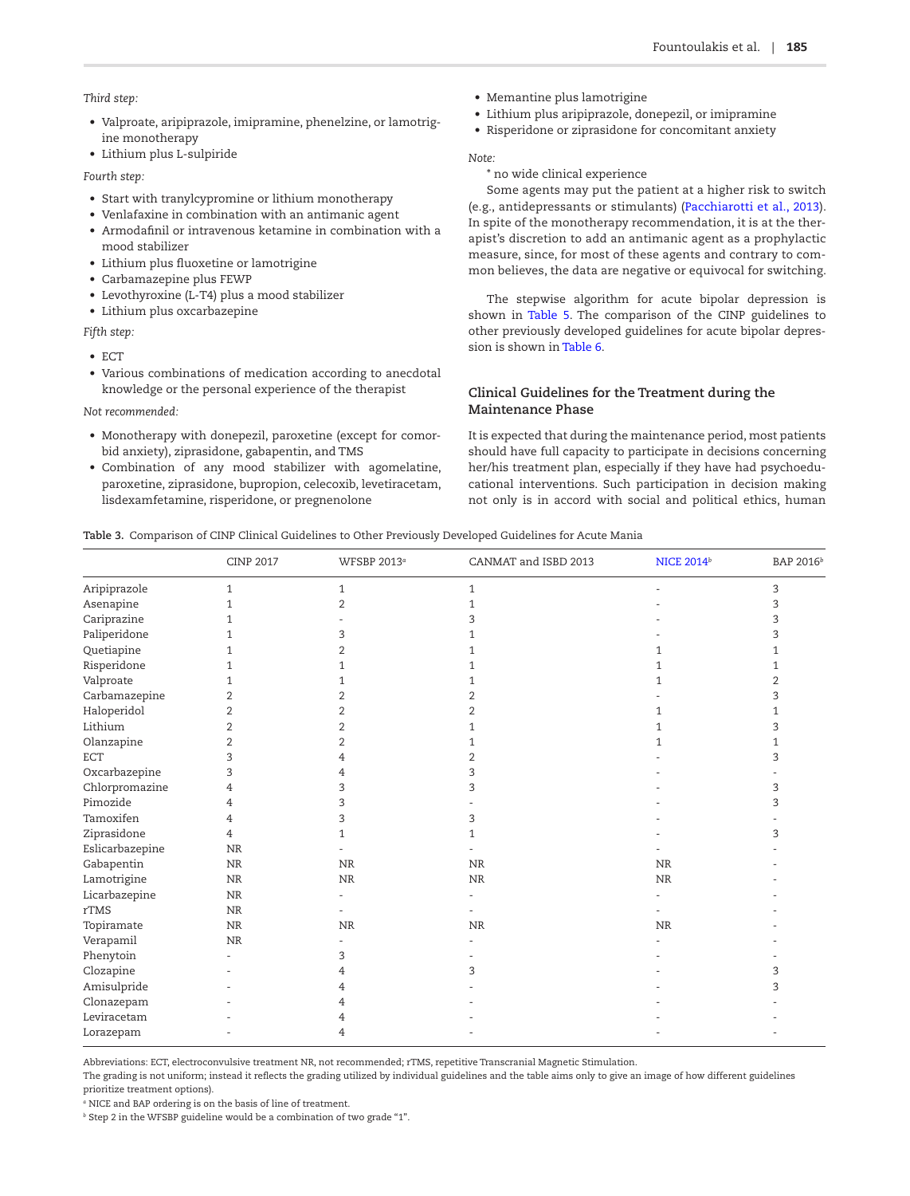*Third step:*

- Valproate, aripiprazole, imipramine, phenelzine, or lamotrigine monotherapy
- Lithium plus L-sulpiride

*Fourth step:*

- Start with tranylcypromine or lithium monotherapy
- Venlafaxine in combination with an antimanic agent
- Armodafinil or intravenous ketamine in combination with a mood stabilizer
- Lithium plus fluoxetine or lamotrigine
- Carbamazepine plus FEWP
- Levothyroxine (L-T4) plus a mood stabilizer
- Lithium plus oxcarbazepine

*Fifth step:*

- ECT
- Various combinations of medication according to anecdotal knowledge or the personal experience of the therapist

*Not recommended:*

- Monotherapy with donepezil, paroxetine (except for comorbid anxiety), ziprasidone, gabapentin, and TMS
- Combination of any mood stabilizer with agomelatine, paroxetine, ziprasidone, bupropion, celecoxib, levetiracetam, lisdexamfetamine, risperidone, or pregnenolone
- Memantine plus lamotrigine
- Lithium plus aripiprazole, donepezil, or imipramine
- Risperidone or ziprasidone for concomitant anxiety

*Note:*

* no wide clinical experience

Some agents may put the patient at a higher risk to switch (e.g., antidepressants or stimulants) (Pacchiarotti et al., 2013). In spite of the monotherapy recommendation, it is at the therapist's discretion to add an antimanic agent as a prophylactic measure, since, for most of these agents and contrary to common believes, the data are negative or equivocal for switching.

The stepwise algorithm for acute bipolar depression is shown in Table 5. The comparison of the CINP guidelines to other previously developed guidelines for acute bipolar depression is shown in Table 6.

## Clinical Guidelines for the Treatment during the Maintenance Phase

It is expected that during the maintenance period, most patients should have full capacity to participate in decisions concerning her/his treatment plan, especially if they have had psychoeducational interventions. Such participation in decision making not only is in accord with social and political ethics, human

Table 3. Comparison of CINP Clinical Guidelines to Other Previously Developed Guidelines for Acute Mania

| | CINP 2017 | WFSBP 2013[a] | CANMAT and ISBD 2013 | NICE 2014[b] | BAP 2016[b] |
|---|---|---|---|---|---|
| Aripiprazole | 1 | 1 | 1 | - | 3 |
| Asenapine | 1 | 2 | 1 | - | 3 |
| Cariprazine | 1 | - | 3 | - | 3 |
| Paliperidone | 1 | 3 | 1 | - | 3 |
| Quetiapine | 1 | 2 | 1 | 1 | 1 |
| Risperidone | 1 | 1 | 1 | 1 | 1 |
| Valproate | 1 | 1 | 1 | 1 | 2 |
| Carbamazepine | 2 | 2 | 2 | - | 3 |
| Haloperidol | 2 | 2 | 2 | 1 | 1 |
| Lithium | 2 | 2 | 1 | 1 | 3 |
| Olanzapine | 2 | 2 | 1 | 1 | 1 |
| ECT | 3 | 4 | 2 | - | 3 |
| Oxcarbazepine | 3 | 4 | 3 | - | - |
| Chlorpromazine | 4 | 3 | 3 | - | 3 |
| Pimozide | 4 | 3 | - | - | 3 |
| Tamoxifen | 4 | 3 | 3 | - | - |
| Ziprasidone | 4 | 1 | 1 | - | 3 |
| Eslicarbazepine | NR | - | - | - | - |
| Gabapentin | NR | NR | NR | NR | - |
| Lamotrigine | NR | NR | NR | NR | - |
| Licarbazepine | NR | - | - | - | - |
| rTMS | NR | - | - | - | - |
| Topiramate | NR | NR | NR | NR | - |
| Verapamil | NR | - | - | - | - |
| Phenytoin | - | 3 | - | - | - |
| Clozapine | - | 4 | 3 | - | 3 |
| Amisulpride | - | 4 | - | - | 3 |
| Clonazepam | - | 4 | - | - | - |
| Leviracetam | - | 4 | - | - | - |
| Lorazepam | - | 4 | - | - | - |

Abbreviations: ECT, electroconvulsive treatment NR, not recommended; rTMS, repetitive Transcranial Magnetic Stimulation.

The grading is not uniform; instead it reflects the grading utilized by individual guidelines and the table aims only to give an image of how different guidelines prioritize treatment options).

[a] NICE and BAP ordering is on the basis of line of treatment.

[b] Step 2 in the WFSBP guideline would be a combination of two grade "1".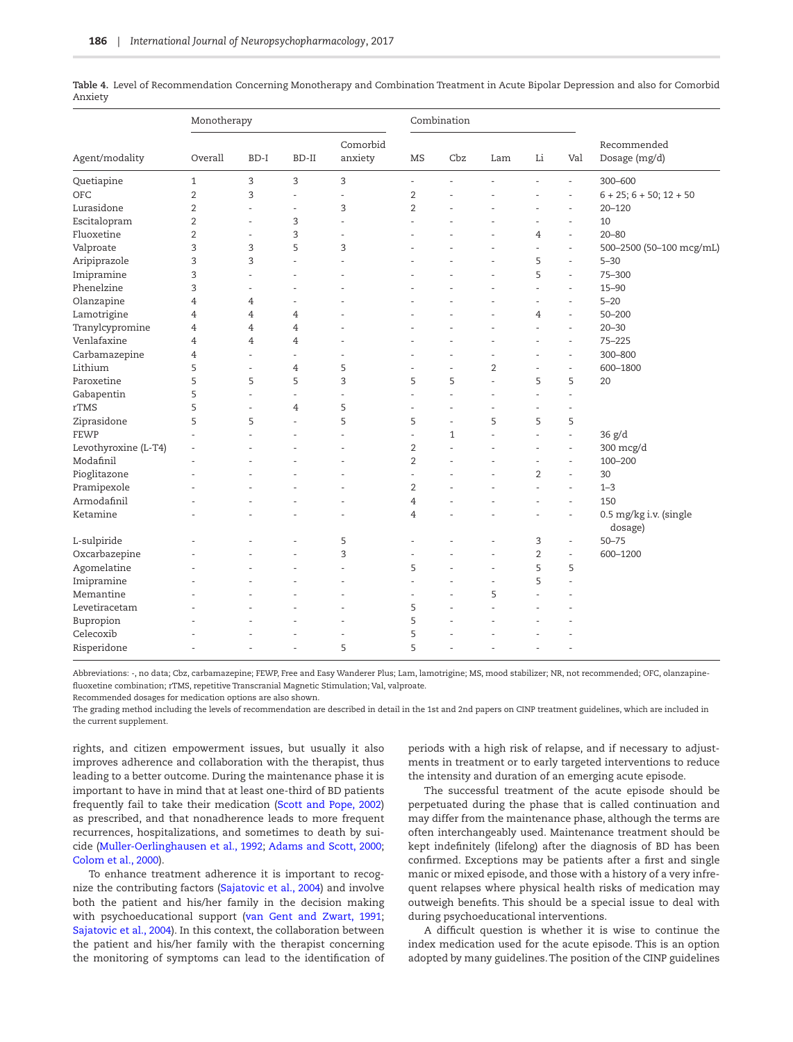**Table 4.** Level of Recommendation Concerning Monotherapy and Combination Treatment in Acute Bipolar Depression and also for Comorbid Anxiety

| Agent/modality | Monotherapy | | | | Combination | | | | | Recommended Dosage (mg/d) |
|---|---|---|---|---|---|---|---|---|---|---|
| | Overall | BD-I | BD-II | Comorbid anxiety | MS | Cbz | Lam | Li | Val | |
| Quetiapine | 1 | 3 | 3 | 3 | - | - | - | - | - | 300–600 |
| OFC | 2 | 3 | - | - | 2 | - | - | - | - | 6 + 25; 6 + 50; 12 + 50 |
| Lurasidone | 2 | - | - | 3 | 2 | - | - | - | - | 20–120 |
| Escitalopram | 2 | - | 3 | - | - | - | - | - | - | 10 |
| Fluoxetine | 2 | - | 3 | - | - | - | - | 4 | - | 20–80 |
| Valproate | 3 | 3 | 5 | 3 | - | - | - | - | - | 500–2500 (50–100 mcg/mL) |
| Aripiprazole | 3 | 3 | - | - | - | - | - | 5 | - | 5–30 |
| Imipramine | 3 | - | - | - | - | - | - | 5 | - | 75–300 |
| Phenelzine | 3 | - | - | - | - | - | - | - | - | 15–90 |
| Olanzapine | 4 | 4 | - | - | - | - | - | - | - | 5–20 |
| Lamotrigine | 4 | 4 | 4 | - | - | - | - | 4 | - | 50–200 |
| Tranylcypromine | 4 | 4 | 4 | - | - | - | - | - | - | 20–30 |
| Venlafaxine | 4 | 4 | 4 | - | - | - | - | - | - | 75–225 |
| Carbamazepine | 4 | - | - | - | - | - | - | - | - | 300–800 |
| Lithium | 5 | - | 4 | 5 | - | - | 2 | - | - | 600–1800 |
| Paroxetine | 5 | 5 | 5 | 3 | 5 | 5 | - | 5 | 5 | 20 |
| Gabapentin | 5 | - | - | - | - | - | - | - | - | |
| rTMS | 5 | - | 4 | 5 | - | - | - | - | - | |
| Ziprasidone | 5 | 5 | - | 5 | 5 | - | 5 | 5 | 5 | |
| FEWP | - | - | - | - | - | 1 | - | - | - | 36 g/d |
| Levothyroxine (L-T4) | - | - | - | - | 2 | - | - | - | - | 300 mcg/d |
| Modafinil | - | - | - | - | 2 | - | - | - | - | 100–200 |
| Pioglitazone | - | - | - | - | - | - | - | 2 | - | 30 |
| Pramipexole | - | - | - | - | 2 | - | - | - | - | 1–3 |
| Armodafinil | - | - | - | - | 4 | - | - | - | - | 150 |
| Ketamine | - | - | - | - | 4 | - | - | - | - | 0.5 mg/kg i.v. (single dosage) |
| L-sulpiride | - | - | - | 5 | - | - | - | 3 | - | 50–75 |
| Oxcarbazepine | - | - | - | 3 | - | - | - | 2 | - | 600–1200 |
| Agomelatine | - | - | - | - | 5 | - | - | 5 | 5 | |
| Imipramine | - | - | - | - | - | - | - | 5 | - | |
| Memantine | - | - | - | - | - | - | 5 | - | - | |
| Levetiracetam | - | - | - | - | 5 | - | - | - | - | |
| Bupropion | - | - | - | - | 5 | - | - | - | - | |
| Celecoxib | - | - | - | - | 5 | - | - | - | - | |
| Risperidone | - | - | - | 5 | 5 | - | - | - | - | |

Abbreviations: -, no data; Cbz, carbamazepine; FEWP, Free and Easy Wanderer Plus; Lam, lamotrigine; MS, mood stabilizer; NR, not recommended; OFC, olanzapine-fluoxetine combination; rTMS, repetitive Transcranial Magnetic Stimulation; Val, valproate.
Recommended dosages for medication options are also shown.
The grading method including the levels of recommendation are described in detail in the 1st and 2nd papers on CINP treatment guidelines, which are included in the current supplement.

rights, and citizen empowerment issues, but usually it also improves adherence and collaboration with the therapist, thus leading to a better outcome. During the maintenance phase it is important to have in mind that at least one-third of BD patients frequently fail to take their medication (Scott and Pope, 2002) as prescribed, and that nonadherence leads to more frequent recurrences, hospitalizations, and sometimes to death by suicide (Muller-Oerlinghausen et al., 1992; Adams and Scott, 2000; Colom et al., 2000).

To enhance treatment adherence it is important to recognize the contributing factors (Sajatovic et al., 2004) and involve both the patient and his/her family in the decision making with psychoeducational support (van Gent and Zwart, 1991; Sajatovic et al., 2004). In this context, the collaboration between the patient and his/her family with the therapist concerning the monitoring of symptoms can lead to the identification of periods with a high risk of relapse, and if necessary to adjustments in treatment or to early targeted interventions to reduce the intensity and duration of an emerging acute episode.

The successful treatment of the acute episode should be perpetuated during the phase that is called continuation and may differ from the maintenance phase, although the terms are often interchangeably used. Maintenance treatment should be kept indefinitely (lifelong) after the diagnosis of BD has been confirmed. Exceptions may be patients after a first and single manic or mixed episode, and those with a history of a very infrequent relapses where physical health risks of medication may outweigh benefits. This should be a special issue to deal with during psychoeducational interventions.

A difficult question is whether it is wise to continue the index medication used for the acute episode. This is an option adopted by many guidelines. The position of the CINP guidelines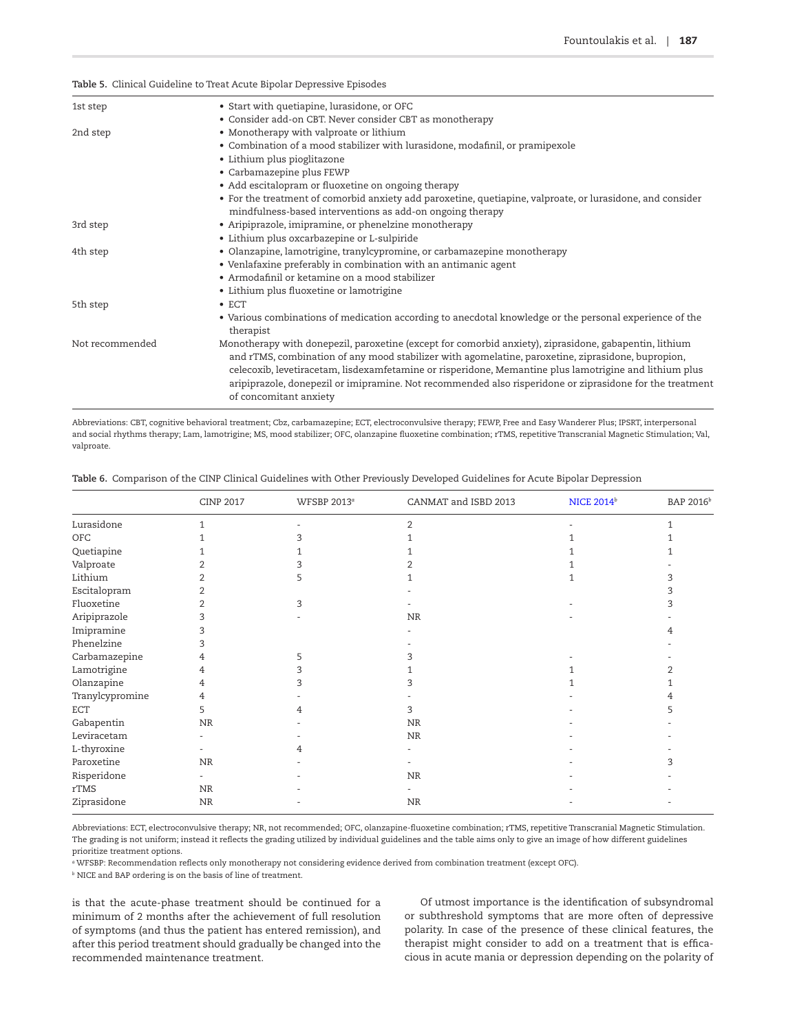**Table 5.** Clinical Guideline to Treat Acute Bipolar Depressive Episodes

| | |
|---|---|
| 1st step | • Start with quetiapine, lurasidone, or OFC<br>• Consider add-on CBT. Never consider CBT as monotherapy |
| 2nd step | • Monotherapy with valproate or lithium<br>• Combination of a mood stabilizer with lurasidone, modafinil, or pramipexole<br>• Lithium plus pioglitazone<br>• Carbamazepine plus FEWP<br>• Add escitalopram or fluoxetine on ongoing therapy<br>• For the treatment of comorbid anxiety add paroxetine, quetiapine, valproate, or lurasidone, and consider mindfulness-based interventions as add-on ongoing therapy |
| 3rd step | • Aripiprazole, imipramine, or phenelzine monotherapy<br>• Lithium plus oxcarbazepine or L-sulpiride |
| 4th step | • Olanzapine, lamotrigine, tranylcypromine, or carbamazepine monotherapy<br>• Venlafaxine preferably in combination with an antimanic agent<br>• Armodafinil or ketamine on a mood stabilizer<br>• Lithium plus fluoxetine or lamotrigine |
| 5th step | • ECT<br>• Various combinations of medication according to anecdotal knowledge or the personal experience of the therapist |
| Not recommended | Monotherapy with donepezil, paroxetine (except for comorbid anxiety), ziprasidone, gabapentin, lithium and rTMS, combination of any mood stabilizer with agomelatine, paroxetine, ziprasidone, bupropion, celecoxib, levetiracetam, lisdexamfetamine or risperidone, Memantine plus lamotrigine and lithium plus aripiprazole, donepezil or imipramine. Not recommended also risperidone or ziprasidone for the treatment of concomitant anxiety |

Abbreviations: CBT, cognitive behavioral treatment; Cbz, carbamazepine; ECT, electroconvulsive therapy; FEWP, Free and Easy Wanderer Plus; IPSRT, interpersonal and social rhythms therapy; Lam, lamotrigine; MS, mood stabilizer; OFC, olanzapine fluoxetine combination; rTMS, repetitive Transcranial Magnetic Stimulation; Val, valproate.

**Table 6.** Comparison of the CINP Clinical Guidelines with Other Previously Developed Guidelines for Acute Bipolar Depression

| | CINP 2017 | WFSBP 2013[a] | CANMAT and ISBD 2013 | NICE 2014[b] | BAP 2016[b] |
|---|---|---|---|---|---|
| Lurasidone | 1 | - | 2 | - | 1 |
| OFC | 1 | 3 | 1 | 1 | 1 |
| Quetiapine | 1 | 1 | 1 | 1 | 1 |
| Valproate | 2 | 3 | 2 | 1 | - |
| Lithium | 2 | 5 | 1 | 1 | 3 |
| Escitalopram | 2 | | - | | 3 |
| Fluoxetine | 2 | 3 | - | - | 3 |
| Aripiprazole | 3 | - | NR | - | - |
| Imipramine | 3 | | - | | 4 |
| Phenelzine | 3 | | - | | - |
| Carbamazepine | 4 | 5 | 3 | - | - |
| Lamotrigine | 4 | 3 | 1 | 1 | 2 |
| Olanzapine | 4 | 3 | 3 | 1 | 1 |
| Tranylcypromine | 4 | - | - | - | 4 |
| ECT | 5 | 4 | 3 | - | 5 |
| Gabapentin | NR | - | NR | - | - |
| Leviracetam | - | - | NR | - | - |
| L-thyroxine | - | 4 | - | - | - |
| Paroxetine | NR | - | - | - | 3 |
| Risperidone | - | - | NR | - | - |
| rTMS | NR | - | - | - | - |
| Ziprasidone | NR | - | NR | - | - |

Abbreviations: ECT, electroconvulsive therapy; NR, not recommended; OFC, olanzapine-fluoxetine combination; rTMS, repetitive Transcranial Magnetic Stimulation. The grading is not uniform; instead it reflects the grading utilized by individual guidelines and the table aims only to give an image of how different guidelines prioritize treatment options.

[a] WFSBP: Recommendation reflects only monotherapy not considering evidence derived from combination treatment (except OFC).

[b] NICE and BAP ordering is on the basis of line of treatment.

is that the acute-phase treatment should be continued for a minimum of 2 months after the achievement of full resolution of symptoms (and thus the patient has entered remission), and after this period treatment should gradually be changed into the recommended maintenance treatment.

Of utmost importance is the identification of subsyndromal or subthreshold symptoms that are more often of depressive polarity. In case of the presence of these clinical features, the therapist might consider to add on a treatment that is efficacious in acute mania or depression depending on the polarity of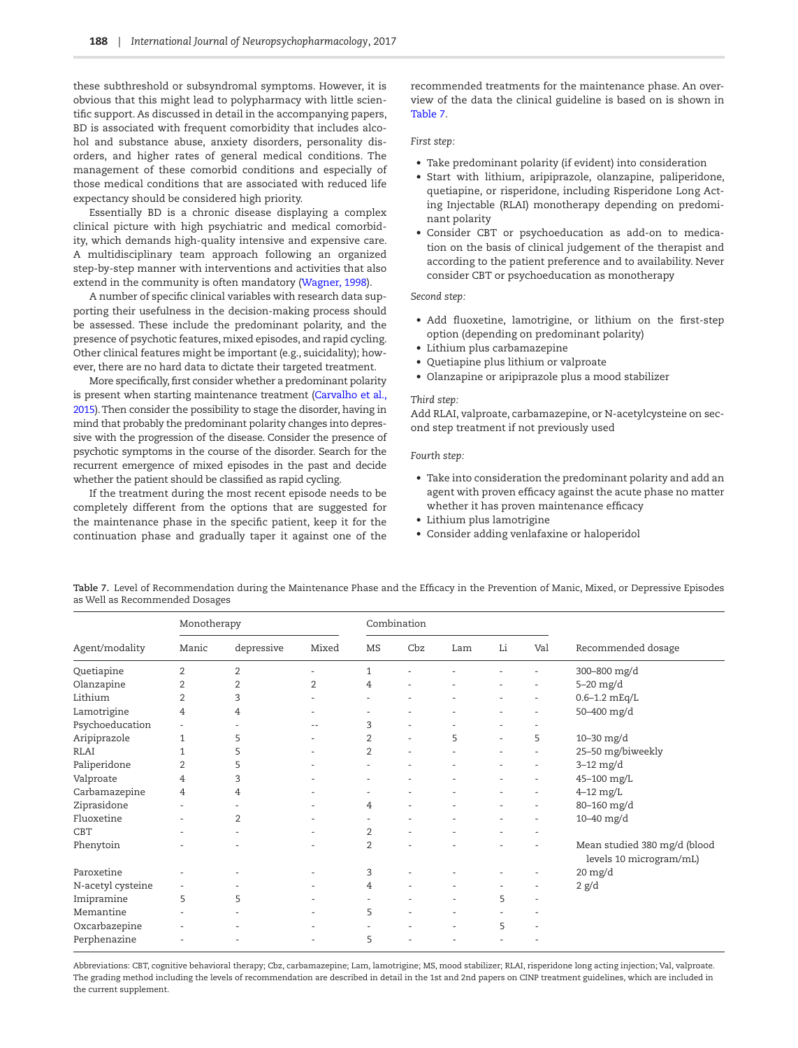these subthreshold or subsyndromal symptoms. However, it is obvious that this might lead to polypharmacy with little scientific support. As discussed in detail in the accompanying papers, BD is associated with frequent comorbidity that includes alcohol and substance abuse, anxiety disorders, personality disorders, and higher rates of general medical conditions. The management of these comorbid conditions and especially of those medical conditions that are associated with reduced life expectancy should be considered high priority.

Essentially BD is a chronic disease displaying a complex clinical picture with high psychiatric and medical comorbidity, which demands high-quality intensive and expensive care. A multidisciplinary team approach following an organized step-by-step manner with interventions and activities that also extend in the community is often mandatory (Wagner, 1998).

A number of specific clinical variables with research data supporting their usefulness in the decision-making process should be assessed. These include the predominant polarity, and the presence of psychotic features, mixed episodes, and rapid cycling. Other clinical features might be important (e.g., suicidality); however, there are no hard data to dictate their targeted treatment.

More specifically, first consider whether a predominant polarity is present when starting maintenance treatment (Carvalho et al., 2015). Then consider the possibility to stage the disorder, having in mind that probably the predominant polarity changes into depressive with the progression of the disease. Consider the presence of psychotic symptoms in the course of the disorder. Search for the recurrent emergence of mixed episodes in the past and decide whether the patient should be classified as rapid cycling.

If the treatment during the most recent episode needs to be completely different from the options that are suggested for the maintenance phase in the specific patient, keep it for the continuation phase and gradually taper it against one of the recommended treatments for the maintenance phase. An overview of the data the clinical guideline is based on is shown in Table 7.

*First step:*

- Take predominant polarity (if evident) into consideration
- Start with lithium, aripiprazole, olanzapine, paliperidone, quetiapine, or risperidone, including Risperidone Long Acting Injectable (RLAI) monotherapy depending on predominant polarity
- Consider CBT or psychoeducation as add-on to medication on the basis of clinical judgement of the therapist and according to the patient preference and to availability. Never consider CBT or psychoeducation as monotherapy

*Second step:*

- Add fluoxetine, lamotrigine, or lithium on the first-step option (depending on predominant polarity)
- Lithium plus carbamazepine
- Quetiapine plus lithium or valproate
- Olanzapine or aripiprazole plus a mood stabilizer

*Third step:*

Add RLAI, valproate, carbamazepine, or N-acetylcysteine on second step treatment if not previously used

*Fourth step:*

- Take into consideration the predominant polarity and add an agent with proven efficacy against the acute phase no matter whether it has proven maintenance efficacy
- Lithium plus lamotrigine
- Consider adding venlafaxine or haloperidol

**Table 7.** Level of Recommendation during the Maintenance Phase and the Efficacy in the Prevention of Manic, Mixed, or Depressive Episodes as Well as Recommended Dosages

| Agent/modality | Monotherapy | | | Combination | | | | | Recommended dosage |
|---|---|---|---|---|---|---|---|---|---|
| | Manic | depressive | Mixed | MS | Cbz | Lam | Li | Val | |
| Quetiapine | 2 | 2 | - | 1 | - | - | - | - | 300–800 mg/d |
| Olanzapine | 2 | 2 | 2 | 4 | - | - | - | - | 5–20 mg/d |
| Lithium | 2 | 3 | - | - | - | - | - | - | 0.6–1.2 mEq/L |
| Lamotrigine | 4 | 4 | - | - | - | - | - | - | 50–400 mg/d |
| Psychoeducation | - | - | -- | 3 | - | - | - | - | |
| Aripiprazole | 1 | 5 | - | 2 | - | 5 | - | 5 | 10–30 mg/d |
| RLAI | 1 | 5 | - | 2 | - | - | - | - | 25–50 mg/biweekly |
| Paliperidone | 2 | 5 | - | - | - | - | - | - | 3–12 mg/d |
| Valproate | 4 | 3 | - | - | - | - | - | - | 45–100 mg/L |
| Carbamazepine | 4 | 4 | - | - | - | - | - | - | 4–12 mg/L |
| Ziprasidone | - | - | - | 4 | - | - | - | - | 80–160 mg/d |
| Fluoxetine | - | 2 | - | - | - | - | - | - | 10–40 mg/d |
| CBT | - | - | - | 2 | - | - | - | - | |
| Phenytoin | - | - | - | 2 | - | - | - | - | Mean studied 380 mg/d (blood levels 10 microgram/mL) |
| Paroxetine | - | - | - | 3 | - | - | - | - | 20 mg/d |
| N-acetyl cysteine | - | - | - | 4 | - | - | - | - | 2 g/d |
| Imipramine | 5 | 5 | - | - | - | - | 5 | - | |
| Memantine | - | - | - | 5 | - | - | - | - | |
| Oxcarbazepine | - | - | - | - | - | - | 5 | - | |
| Perphenazine | - | - | - | 5 | - | - | - | - | |

Abbreviations: CBT, cognitive behavioral therapy; Cbz, carbamazepine; Lam, lamotrigine; MS, mood stabilizer; RLAI, risperidone long acting injection; Val, valproate. The grading method including the levels of recommendation are described in detail in the 1st and 2nd papers on CINP treatment guidelines, which are included in the current supplement.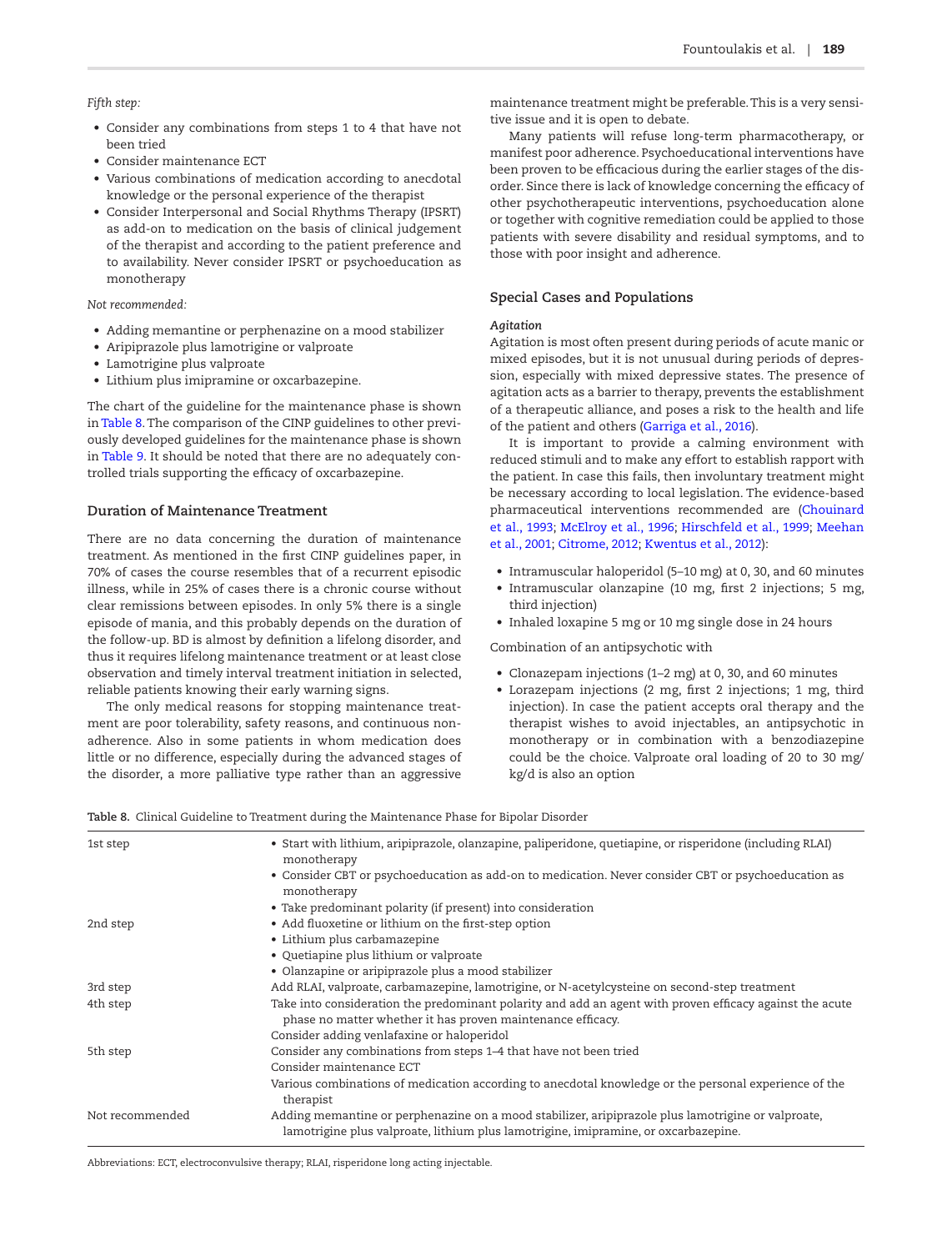*Fifth step:*

- Consider any combinations from steps 1 to 4 that have not been tried
- Consider maintenance ECT
- Various combinations of medication according to anecdotal knowledge or the personal experience of the therapist
- Consider Interpersonal and Social Rhythms Therapy (IPSRT) as add-on to medication on the basis of clinical judgement of the therapist and according to the patient preference and to availability. Never consider IPSRT or psychoeducation as monotherapy

*Not recommended:*

- Adding memantine or perphenazine on a mood stabilizer
- Aripiprazole plus lamotrigine or valproate
- Lamotrigine plus valproate
- Lithium plus imipramine or oxcarbazepine.

The chart of the guideline for the maintenance phase is shown in Table 8. The comparison of the CINP guidelines to other previously developed guidelines for the maintenance phase is shown in Table 9. It should be noted that there are no adequately controlled trials supporting the efficacy of oxcarbazepine.

## Duration of Maintenance Treatment

There are no data concerning the duration of maintenance treatment. As mentioned in the first CINP guidelines paper, in 70% of cases the course resembles that of a recurrent episodic illness, while in 25% of cases there is a chronic course without clear remissions between episodes. In only 5% there is a single episode of mania, and this probably depends on the duration of the follow-up. BD is almost by definition a lifelong disorder, and thus it requires lifelong maintenance treatment or at least close observation and timely interval treatment initiation in selected, reliable patients knowing their early warning signs.

The only medical reasons for stopping maintenance treatment are poor tolerability, safety reasons, and continuous nonadherence. Also in some patients in whom medication does little or no difference, especially during the advanced stages of the disorder, a more palliative type rather than an aggressive maintenance treatment might be preferable. This is a very sensitive issue and it is open to debate.

Many patients will refuse long-term pharmacotherapy, or manifest poor adherence. Psychoeducational interventions have been proven to be efficacious during the earlier stages of the disorder. Since there is lack of knowledge concerning the efficacy of other psychotherapeutic interventions, psychoeducation alone or together with cognitive remediation could be applied to those patients with severe disability and residual symptoms, and to those with poor insight and adherence.

## Special Cases and Populations

### *Agitation*

Agitation is most often present during periods of acute manic or mixed episodes, but it is not unusual during periods of depression, especially with mixed depressive states. The presence of agitation acts as a barrier to therapy, prevents the establishment of a therapeutic alliance, and poses a risk to the health and life of the patient and others (Garriga et al., 2016).

It is important to provide a calming environment with reduced stimuli and to make any effort to establish rapport with the patient. In case this fails, then involuntary treatment might be necessary according to local legislation. The evidence-based pharmaceutical interventions recommended are (Chouinard et al., 1993; McElroy et al., 1996; Hirschfeld et al., 1999; Meehan et al., 2001; Citrome, 2012; Kwentus et al., 2012):

- Intramuscular haloperidol (5–10 mg) at 0, 30, and 60 minutes
- Intramuscular olanzapine (10 mg, first 2 injections; 5 mg, third injection)
- Inhaled loxapine 5 mg or 10 mg single dose in 24 hours

Combination of an antipsychotic with

- Clonazepam injections (1–2 mg) at 0, 30, and 60 minutes
- Lorazepam injections (2 mg, first 2 injections; 1 mg, third injection). In case the patient accepts oral therapy and the therapist wishes to avoid injectables, an antipsychotic in monotherapy or in combination with a benzodiazepine could be the choice. Valproate oral loading of 20 to 30 mg/kg/d is also an option

Table 8. Clinical Guideline to Treatment during the Maintenance Phase for Bipolar Disorder

| | |
|---|---|
| 1st step | • Start with lithium, aripiprazole, olanzapine, paliperidone, quetiapine, or risperidone (including RLAI) monotherapy<br>• Consider CBT or psychoeducation as add-on to medication. Never consider CBT or psychoeducation as monotherapy<br>• Take predominant polarity (if present) into consideration |
| 2nd step | • Add fluoxetine or lithium on the first-step option<br>• Lithium plus carbamazepine<br>• Quetiapine plus lithium or valproate<br>• Olanzapine or aripiprazole plus a mood stabilizer |
| 3rd step | Add RLAI, valproate, carbamazepine, lamotrigine, or N-acetylcysteine on second-step treatment |
| 4th step | Take into consideration the predominant polarity and add an agent with proven efficacy against the acute phase no matter whether it has proven maintenance efficacy.<br>Consider adding venlafaxine or haloperidol |
| 5th step | Consider any combinations from steps 1–4 that have not been tried<br>Consider maintenance ECT<br>Various combinations of medication according to anecdotal knowledge or the personal experience of the therapist |
| Not recommended | Adding memantine or perphenazine on a mood stabilizer, aripiprazole plus lamotrigine or valproate, lamotrigine plus valproate, lithium plus lamotrigine, imipramine, or oxcarbazepine. |

Abbreviations: ECT, electroconvulsive therapy; RLAI, risperidone long acting injectable.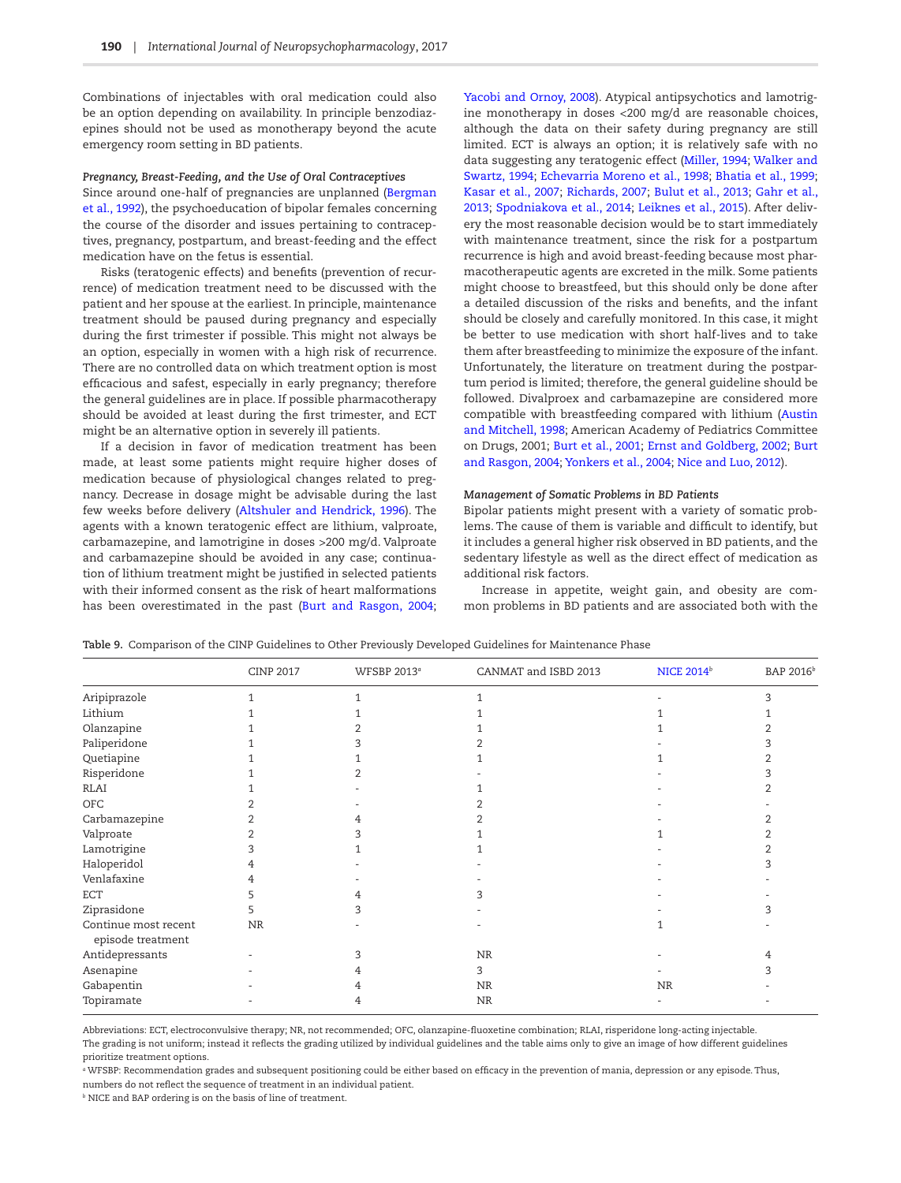Combinations of injectables with oral medication could also be an option depending on availability. In principle benzodiazepines should not be used as monotherapy beyond the acute emergency room setting in BD patients.

#### *Pregnancy, Breast-Feeding, and the Use of Oral Contraceptives*

Since around one-half of pregnancies are unplanned (Bergman et al., 1992), the psychoeducation of bipolar females concerning the course of the disorder and issues pertaining to contraceptives, pregnancy, postpartum, and breast-feeding and the effect medication have on the fetus is essential.

Risks (teratogenic effects) and benefits (prevention of recurrence) of medication treatment need to be discussed with the patient and her spouse at the earliest. In principle, maintenance treatment should be paused during pregnancy and especially during the first trimester if possible. This might not always be an option, especially in women with a high risk of recurrence. There are no controlled data on which treatment option is most efficacious and safest, especially in early pregnancy; therefore the general guidelines are in place. If possible pharmacotherapy should be avoided at least during the first trimester, and ECT might be an alternative option in severely ill patients.

If a decision in favor of medication treatment has been made, at least some patients might require higher doses of medication because of physiological changes related to pregnancy. Decrease in dosage might be advisable during the last few weeks before delivery (Altshuler and Hendrick, 1996). The agents with a known teratogenic effect are lithium, valproate, carbamazepine, and lamotrigine in doses >200 mg/d. Valproate and carbamazepine should be avoided in any case; continuation of lithium treatment might be justified in selected patients with their informed consent as the risk of heart malformations has been overestimated in the past (Burt and Rasgon, 2004; Yacobi and Ornoy, 2008). Atypical antipsychotics and lamotrigine monotherapy in doses <200 mg/d are reasonable choices, although the data on their safety during pregnancy are still limited. ECT is always an option; it is relatively safe with no data suggesting any teratogenic effect (Miller, 1994; Walker and Swartz, 1994; Echevarria Moreno et al., 1998; Bhatia et al., 1999; Kasar et al., 2007; Richards, 2007; Bulut et al., 2013; Gahr et al., 2013; Spodniakova et al., 2014; Leiknes et al., 2015). After delivery the most reasonable decision would be to start immediately with maintenance treatment, since the risk for a postpartum recurrence is high and avoid breast-feeding because most pharmacotherapeutic agents are excreted in the milk. Some patients might choose to breastfeed, but this should only be done after a detailed discussion of the risks and benefits, and the infant should be closely and carefully monitored. In this case, it might be better to use medication with short half-lives and to take them after breastfeeding to minimize the exposure of the infant. Unfortunately, the literature on treatment during the postpartum period is limited; therefore, the general guideline should be followed. Divalproex and carbamazepine are considered more compatible with breastfeeding compared with lithium (Austin and Mitchell, 1998; American Academy of Pediatrics Committee on Drugs, 2001; Burt et al., 2001; Ernst and Goldberg, 2002; Burt and Rasgon, 2004; Yonkers et al., 2004; Nice and Luo, 2012).

#### *Management of Somatic Problems in BD Patients*

Bipolar patients might present with a variety of somatic problems. The cause of them is variable and difficult to identify, but it includes a general higher risk observed in BD patients, and the sedentary lifestyle as well as the direct effect of medication as additional risk factors.

Increase in appetite, weight gain, and obesity are common problems in BD patients and are associated both with the

**Table 9.** Comparison of the CINP Guidelines to Other Previously Developed Guidelines for Maintenance Phase

| | CINP 2017 | WFSBP 2013[a] | CANMAT and ISBD 2013 | NICE 2014[b] | BAP 2016[b] |
|---|---|---|---|---|---|
| Aripiprazole | 1 | 1 | 1 | - | 3 |
| Lithium | 1 | 1 | 1 | 1 | 1 |
| Olanzapine | 1 | 2 | 1 | 1 | 2 |
| Paliperidone | 1 | 3 | 2 | - | 3 |
| Quetiapine | 1 | 1 | 1 | 1 | 2 |
| Risperidone | 1 | 2 | - | - | 3 |
| RLAI | 1 | - | 1 | - | 2 |
| OFC | 2 | - | 2 | - | - |
| Carbamazepine | 2 | 4 | 2 | - | 2 |
| Valproate | 2 | 3 | 1 | 1 | 2 |
| Lamotrigine | 3 | 1 | 1 | - | 2 |
| Haloperidol | 4 | - | - | - | 3 |
| Venlafaxine | 4 | - | - | - | - |
| ECT | 5 | 4 | 3 | - | - |
| Ziprasidone | 5 | 3 | - | - | 3 |
| Continue most recent episode treatment | NR | - | - | 1 | - |
| Antidepressants | - | 3 | NR | - | 4 |
| Asenapine | - | 4 | 3 | - | 3 |
| Gabapentin | - | 4 | NR | NR | - |
| Topiramate | - | 4 | NR | - | - |

Abbreviations: ECT, electroconvulsive therapy; NR, not recommended; OFC, olanzapine-fluoxetine combination; RLAI, risperidone long-acting injectable.
The grading is not uniform; instead it reflects the grading utilized by individual guidelines and the table aims only to give an image of how different guidelines prioritize treatment options.
[a] WFSBP: Recommendation grades and subsequent positioning could be either based on efficacy in the prevention of mania, depression or any episode. Thus, numbers do not reflect the sequence of treatment in an individual patient.
[b] NICE and BAP ordering is on the basis of line of treatment.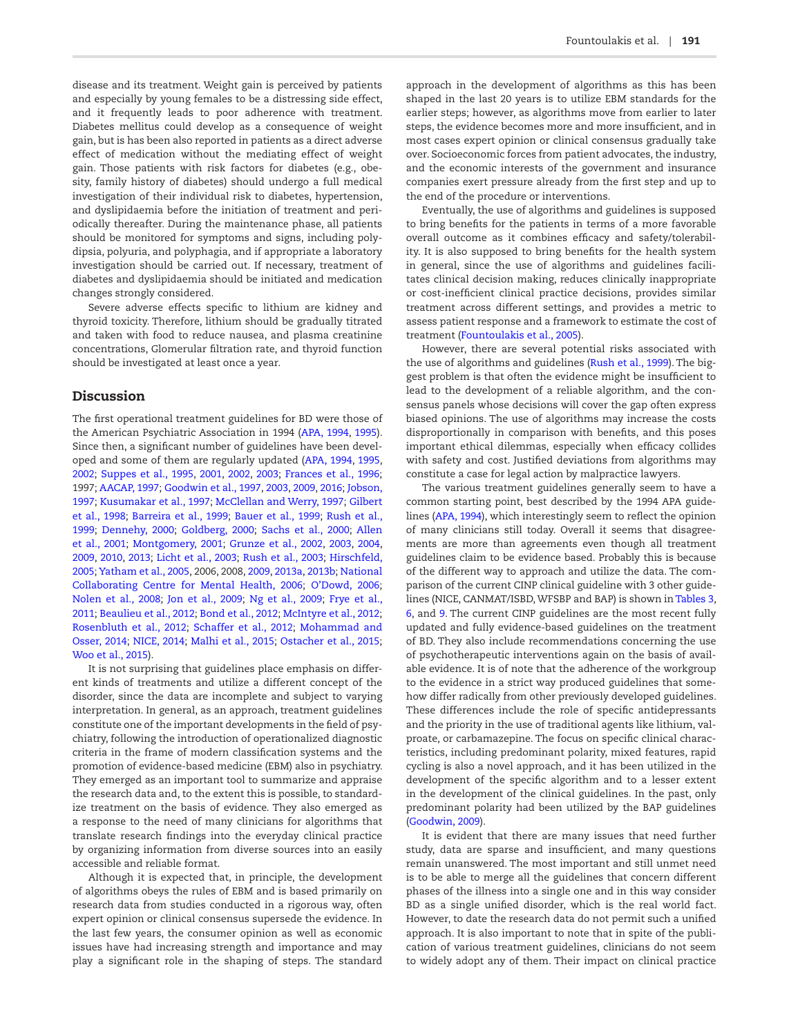disease and its treatment. Weight gain is perceived by patients and especially by young females to be a distressing side effect, and it frequently leads to poor adherence with treatment. Diabetes mellitus could develop as a consequence of weight gain, but is has been also reported in patients as a direct adverse effect of medication without the mediating effect of weight gain. Those patients with risk factors for diabetes (e.g., obesity, family history of diabetes) should undergo a full medical investigation of their individual risk to diabetes, hypertension, and dyslipidaemia before the initiation of treatment and periodically thereafter. During the maintenance phase, all patients should be monitored for symptoms and signs, including polydipsia, polyuria, and polyphagia, and if appropriate a laboratory investigation should be carried out. If necessary, treatment of diabetes and dyslipidaemia should be initiated and medication changes strongly considered.

Severe adverse effects specific to lithium are kidney and thyroid toxicity. Therefore, lithium should be gradually titrated and taken with food to reduce nausea, and plasma creatinine concentrations, Glomerular filtration rate, and thyroid function should be investigated at least once a year.

## Discussion

The first operational treatment guidelines for BD were those of the American Psychiatric Association in 1994 (APA, 1994, 1995). Since then, a significant number of guidelines have been developed and some of them are regularly updated (APA, 1994, 1995, 2002; Suppes et al., 1995, 2001, 2002, 2003; Frances et al., 1996; 1997; AACAP, 1997; Goodwin et al., 1997, 2003, 2009, 2016; Jobson, 1997; Kusumakar et al., 1997; McClellan and Werry, 1997; Gilbert et al., 1998; Barreira et al., 1999; Bauer et al., 1999; Rush et al., 1999; Dennehy, 2000; Goldberg, 2000; Sachs et al., 2000; Allen et al., 2001; Montgomery, 2001; Grunze et al., 2002, 2003, 2004, 2009, 2010, 2013; Licht et al., 2003; Rush et al., 2003; Hirschfeld, 2005; Yatham et al., 2005, 2006, 2008, 2009, 2013a, 2013b; National Collaborating Centre for Mental Health, 2006; O'Dowd, 2006; Nolen et al., 2008; Jon et al., 2009; Ng et al., 2009; Frye et al., 2011; Beaulieu et al., 2012; Bond et al., 2012; McIntyre et al., 2012; Rosenbluth et al., 2012; Schaffer et al., 2012; Mohammad and Osser, 2014; NICE, 2014; Malhi et al., 2015; Ostacher et al., 2015; Woo et al., 2015).

It is not surprising that guidelines place emphasis on different kinds of treatments and utilize a different concept of the disorder, since the data are incomplete and subject to varying interpretation. In general, as an approach, treatment guidelines constitute one of the important developments in the field of psychiatry, following the introduction of operationalized diagnostic criteria in the frame of modern classification systems and the promotion of evidence-based medicine (EBM) also in psychiatry. They emerged as an important tool to summarize and appraise the research data and, to the extent this is possible, to standardize treatment on the basis of evidence. They also emerged as a response to the need of many clinicians for algorithms that translate research findings into the everyday clinical practice by organizing information from diverse sources into an easily accessible and reliable format.

Although it is expected that, in principle, the development of algorithms obeys the rules of EBM and is based primarily on research data from studies conducted in a rigorous way, often expert opinion or clinical consensus supersede the evidence. In the last few years, the consumer opinion as well as economic issues have had increasing strength and importance and may play a significant role in the shaping of steps. The standard approach in the development of algorithms as this has been shaped in the last 20 years is to utilize EBM standards for the earlier steps; however, as algorithms move from earlier to later steps, the evidence becomes more and more insufficient, and in most cases expert opinion or clinical consensus gradually take over. Socioeconomic forces from patient advocates, the industry, and the economic interests of the government and insurance companies exert pressure already from the first step and up to the end of the procedure or interventions.

Eventually, the use of algorithms and guidelines is supposed to bring benefits for the patients in terms of a more favorable overall outcome as it combines efficacy and safety/tolerability. It is also supposed to bring benefits for the health system in general, since the use of algorithms and guidelines facilitates clinical decision making, reduces clinically inappropriate or cost-inefficient clinical practice decisions, provides similar treatment across different settings, and provides a metric to assess patient response and a framework to estimate the cost of treatment (Fountoulakis et al., 2005).

However, there are several potential risks associated with the use of algorithms and guidelines (Rush et al., 1999). The biggest problem is that often the evidence might be insufficient to lead to the development of a reliable algorithm, and the consensus panels whose decisions will cover the gap often express biased opinions. The use of algorithms may increase the costs disproportionally in comparison with benefits, and this poses important ethical dilemmas, especially when efficacy collides with safety and cost. Justified deviations from algorithms may constitute a case for legal action by malpractice lawyers.

The various treatment guidelines generally seem to have a common starting point, best described by the 1994 APA guidelines (APA, 1994), which interestingly seem to reflect the opinion of many clinicians still today. Overall it seems that disagreements are more than agreements even though all treatment guidelines claim to be evidence based. Probably this is because of the different way to approach and utilize the data. The comparison of the current CINP clinical guideline with 3 other guidelines (NICE, CANMAT/ISBD, WFSBP and BAP) is shown in Tables 3, 6, and 9. The current CINP guidelines are the most recent fully updated and fully evidence-based guidelines on the treatment of BD. They also include recommendations concerning the use of psychotherapeutic interventions again on the basis of available evidence. It is of note that the adherence of the workgroup to the evidence in a strict way produced guidelines that somehow differ radically from other previously developed guidelines. These differences include the role of specific antidepressants and the priority in the use of traditional agents like lithium, valproate, or carbamazepine. The focus on specific clinical characteristics, including predominant polarity, mixed features, rapid cycling is also a novel approach, and it has been utilized in the development of the specific algorithm and to a lesser extent in the development of the clinical guidelines. In the past, only predominant polarity had been utilized by the BAP guidelines (Goodwin, 2009).

It is evident that there are many issues that need further study, data are sparse and insufficient, and many questions remain unanswered. The most important and still unmet need is to be able to merge all the guidelines that concern different phases of the illness into a single one and in this way consider BD as a single unified disorder, which is the real world fact. However, to date the research data do not permit such a unified approach. It is also important to note that in spite of the publication of various treatment guidelines, clinicians do not seem to widely adopt any of them. Their impact on clinical practice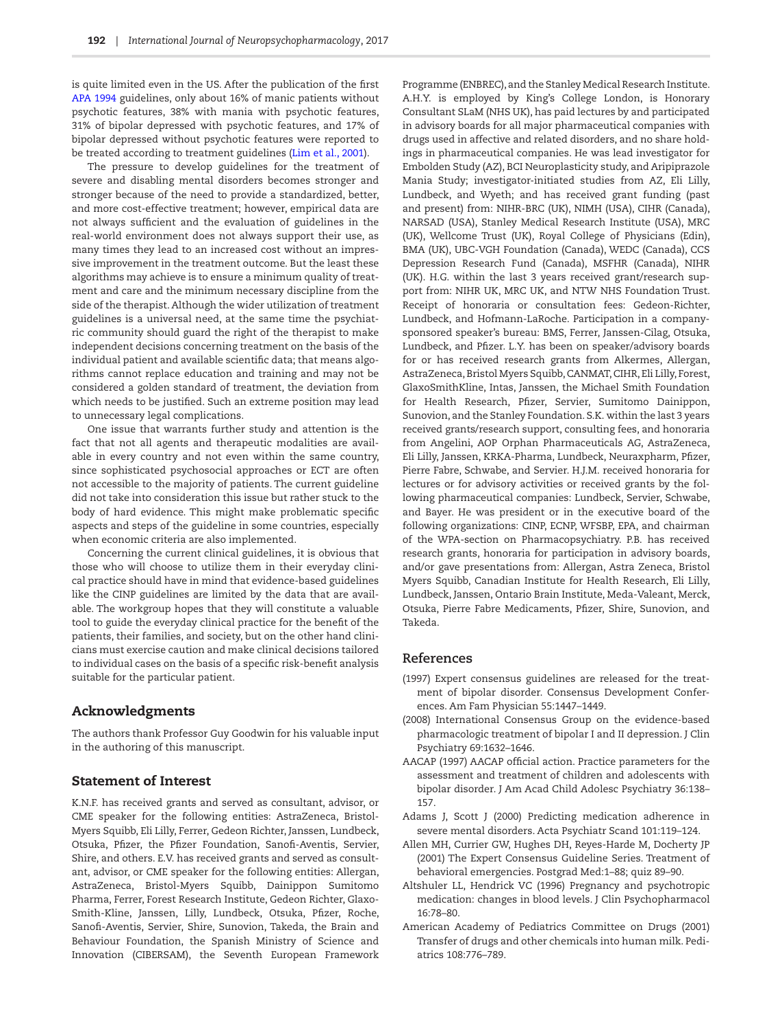is quite limited even in the US. After the publication of the first APA 1994 guidelines, only about 16% of manic patients without psychotic features, 38% with mania with psychotic features, 31% of bipolar depressed with psychotic features, and 17% of bipolar depressed without psychotic features were reported to be treated according to treatment guidelines (Lim et al., 2001).

The pressure to develop guidelines for the treatment of severe and disabling mental disorders becomes stronger and stronger because of the need to provide a standardized, better, and more cost-effective treatment; however, empirical data are not always sufficient and the evaluation of guidelines in the real-world environment does not always support their use, as many times they lead to an increased cost without an impressive improvement in the treatment outcome. But the least these algorithms may achieve is to ensure a minimum quality of treatment and care and the minimum necessary discipline from the side of the therapist. Although the wider utilization of treatment guidelines is a universal need, at the same time the psychiatric community should guard the right of the therapist to make independent decisions concerning treatment on the basis of the individual patient and available scientific data; that means algorithms cannot replace education and training and may not be considered a golden standard of treatment, the deviation from which needs to be justified. Such an extreme position may lead to unnecessary legal complications.

One issue that warrants further study and attention is the fact that not all agents and therapeutic modalities are available in every country and not even within the same country, since sophisticated psychosocial approaches or ECT are often not accessible to the majority of patients. The current guideline did not take into consideration this issue but rather stuck to the body of hard evidence. This might make problematic specific aspects and steps of the guideline in some countries, especially when economic criteria are also implemented.

Concerning the current clinical guidelines, it is obvious that those who will choose to utilize them in their everyday clinical practice should have in mind that evidence-based guidelines like the CINP guidelines are limited by the data that are available. The workgroup hopes that they will constitute a valuable tool to guide the everyday clinical practice for the benefit of the patients, their families, and society, but on the other hand clinicians must exercise caution and make clinical decisions tailored to individual cases on the basis of a specific risk-benefit analysis suitable for the particular patient.

## Acknowledgments

The authors thank Professor Guy Goodwin for his valuable input in the authoring of this manuscript.

## Statement of Interest

K.N.F. has received grants and served as consultant, advisor, or CME speaker for the following entities: AstraZeneca, Bristol-Myers Squibb, Eli Lilly, Ferrer, Gedeon Richter, Janssen, Lundbeck, Otsuka, Pfizer, the Pfizer Foundation, Sanofi-Aventis, Servier, Shire, and others. E.V. has received grants and served as consultant, advisor, or CME speaker for the following entities: Allergan, AstraZeneca, Bristol-Myers Squibb, Dainippon Sumitomo Pharma, Ferrer, Forest Research Institute, Gedeon Richter, Glaxo-Smith-Kline, Janssen, Lilly, Lundbeck, Otsuka, Pfizer, Roche, Sanofi-Aventis, Servier, Shire, Sunovion, Takeda, the Brain and Behaviour Foundation, the Spanish Ministry of Science and Innovation (CIBERSAM), the Seventh European Framework Programme (ENBREC), and the Stanley Medical Research Institute. A.H.Y. is employed by King's College London, is Honorary Consultant SLaM (NHS UK), has paid lectures by and participated in advisory boards for all major pharmaceutical companies with drugs used in affective and related disorders, and no share holdings in pharmaceutical companies. He was lead investigator for Embolden Study (AZ), BCI Neuroplasticity study, and Aripiprazole Mania Study; investigator-initiated studies from AZ, Eli Lilly, Lundbeck, and Wyeth; and has received grant funding (past and present) from: NIHR-BRC (UK), NIMH (USA), CIHR (Canada), NARSAD (USA), Stanley Medical Research Institute (USA), MRC (UK), Wellcome Trust (UK), Royal College of Physicians (Edin), BMA (UK), UBC-VGH Foundation (Canada), WEDC (Canada), CCS Depression Research Fund (Canada), MSFHR (Canada), NIHR (UK). H.G. within the last 3 years received grant/research support from: NIHR UK, MRC UK, and NTW NHS Foundation Trust. Receipt of honoraria or consultation fees: Gedeon-Richter, Lundbeck, and Hofmann-LaRoche. Participation in a company-sponsored speaker's bureau: BMS, Ferrer, Janssen-Cilag, Otsuka, Lundbeck, and Pfizer. L.Y. has been on speaker/advisory boards for or has received research grants from Alkermes, Allergan, AstraZeneca, Bristol Myers Squibb, CANMAT, CIHR, Eli Lilly, Forest, GlaxoSmithKline, Intas, Janssen, the Michael Smith Foundation for Health Research, Pfizer, Servier, Sumitomo Dainippon, Sunovion, and the Stanley Foundation. S.K. within the last 3 years received grants/research support, consulting fees, and honoraria from Angelini, AOP Orphan Pharmaceuticals AG, AstraZeneca, Eli Lilly, Janssen, KRKA-Pharma, Lundbeck, Neuraxpharm, Pfizer, Pierre Fabre, Schwabe, and Servier. H.J.M. received honoraria for lectures or for advisory activities or received grants by the following pharmaceutical companies: Lundbeck, Servier, Schwabe, and Bayer. He was president or in the executive board of the following organizations: CINP, ECNP, WFSBP, EPA, and chairman of the WPA-section on Pharmacopsychiatry. P.B. has received research grants, honoraria for participation in advisory boards, and/or gave presentations from: Allergan, Astra Zeneca, Bristol Myers Squibb, Canadian Institute for Health Research, Eli Lilly, Lundbeck, Janssen, Ontario Brain Institute, Meda-Valeant, Merck, Otsuka, Pierre Fabre Medicaments, Pfizer, Shire, Sunovion, and Takeda.

## References

(1997) Expert consensus guidelines are released for the treatment of bipolar disorder. Consensus Development Conferences. Am Fam Physician 55:1447–1449.

(2008) International Consensus Group on the evidence-based pharmacologic treatment of bipolar I and II depression. J Clin Psychiatry 69:1632–1646.

AACAP (1997) AACAP official action. Practice parameters for the assessment and treatment of children and adolescents with bipolar disorder. J Am Acad Child Adolesc Psychiatry 36:138–157.

Adams J, Scott J (2000) Predicting medication adherence in severe mental disorders. Acta Psychiatr Scand 101:119–124.

Allen MH, Currier GW, Hughes DH, Reyes-Harde M, Docherty JP (2001) The Expert Consensus Guideline Series. Treatment of behavioral emergencies. Postgrad Med:1–88; quiz 89–90.

Altshuler LL, Hendrick VC (1996) Pregnancy and psychotropic medication: changes in blood levels. J Clin Psychopharmacol 16:78–80.

American Academy of Pediatrics Committee on Drugs (2001) Transfer of drugs and other chemicals into human milk. Pediatrics 108:776–789.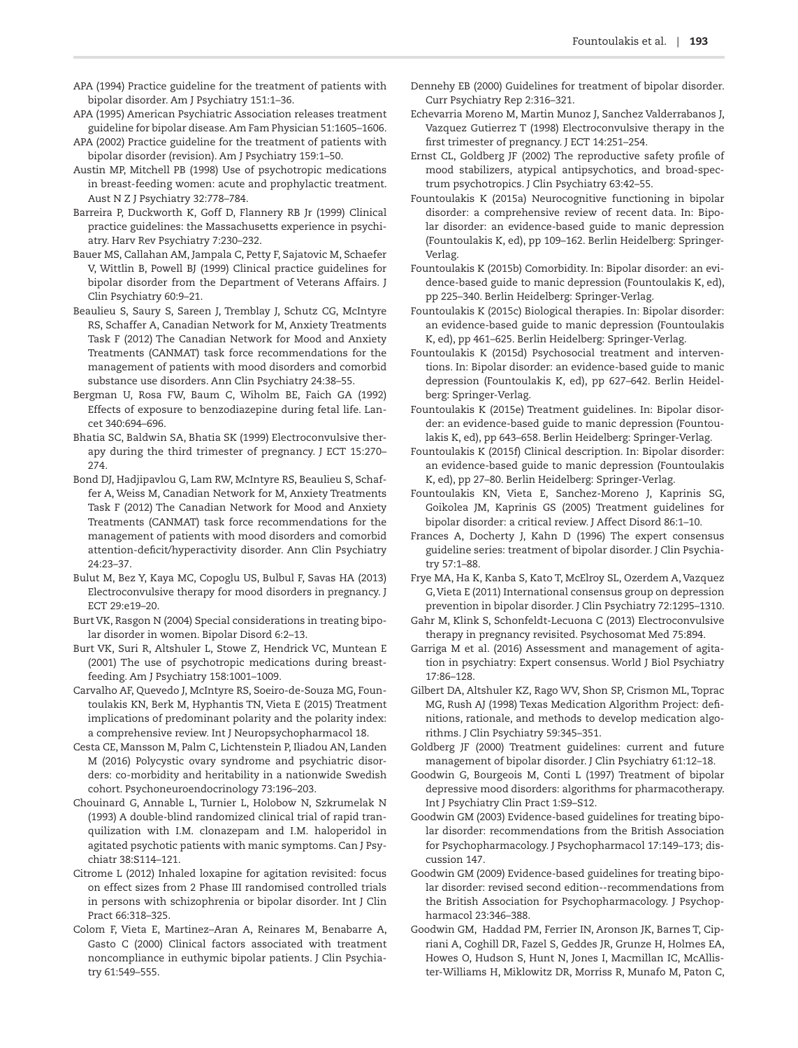APA (1994) Practice guideline for the treatment of patients with bipolar disorder. Am J Psychiatry 151:1–36.

APA (1995) American Psychiatric Association releases treatment guideline for bipolar disease. Am Fam Physician 51:1605–1606.

APA (2002) Practice guideline for the treatment of patients with bipolar disorder (revision). Am J Psychiatry 159:1–50.

Austin MP, Mitchell PB (1998) Use of psychotropic medications in breast-feeding women: acute and prophylactic treatment. Aust N Z J Psychiatry 32:778–784.

Barreira P, Duckworth K, Goff D, Flannery RB Jr (1999) Clinical practice guidelines: the Massachusetts experience in psychiatry. Harv Rev Psychiatry 7:230–232.

Bauer MS, Callahan AM, Jampala C, Petty F, Sajatovic M, Schaefer V, Wittlin B, Powell BJ (1999) Clinical practice guidelines for bipolar disorder from the Department of Veterans Affairs. J Clin Psychiatry 60:9–21.

Beaulieu S, Saury S, Sareen J, Tremblay J, Schutz CG, McIntyre RS, Schaffer A, Canadian Network for M, Anxiety Treatments Task F (2012) The Canadian Network for Mood and Anxiety Treatments (CANMAT) task force recommendations for the management of patients with mood disorders and comorbid substance use disorders. Ann Clin Psychiatry 24:38–55.

Bergman U, Rosa FW, Baum C, Wiholm BE, Faich GA (1992) Effects of exposure to benzodiazepine during fetal life. Lancet 340:694–696.

Bhatia SC, Baldwin SA, Bhatia SK (1999) Electroconvulsive therapy during the third trimester of pregnancy. J ECT 15:270–274.

Bond DJ, Hadjipavlou G, Lam RW, McIntyre RS, Beaulieu S, Schaffer A, Weiss M, Canadian Network for M, Anxiety Treatments Task F (2012) The Canadian Network for Mood and Anxiety Treatments (CANMAT) task force recommendations for the management of patients with mood disorders and comorbid attention-deficit/hyperactivity disorder. Ann Clin Psychiatry 24:23–37.

Bulut M, Bez Y, Kaya MC, Copoglu US, Bulbul F, Savas HA (2013) Electroconvulsive therapy for mood disorders in pregnancy. J ECT 29:e19–20.

Burt VK, Rasgon N (2004) Special considerations in treating bipolar disorder in women. Bipolar Disord 6:2–13.

Burt VK, Suri R, Altshuler L, Stowe Z, Hendrick VC, Muntean E (2001) The use of psychotropic medications during breast-feeding. Am J Psychiatry 158:1001–1009.

Carvalho AF, Quevedo J, McIntyre RS, Soeiro-de-Souza MG, Fountoulakis KN, Berk M, Hyphantis TN, Vieta E (2015) Treatment implications of predominant polarity and the polarity index: a comprehensive review. Int J Neuropsychopharmacol 18.

Cesta CE, Mansson M, Palm C, Lichtenstein P, Iliadou AN, Landen M (2016) Polycystic ovary syndrome and psychiatric disorders: co-morbidity and heritability in a nationwide Swedish cohort. Psychoneuroendocrinology 73:196–203.

Chouinard G, Annable L, Turnier L, Holobow N, Szkrumelak N (1993) A double-blind randomized clinical trial of rapid tranquilization with I.M. clonazepam and I.M. haloperidol in agitated psychotic patients with manic symptoms. Can J Psychiatr 38:S114–121.

Citrome L (2012) Inhaled loxapine for agitation revisited: focus on effect sizes from 2 Phase III randomised controlled trials in persons with schizophrenia or bipolar disorder. Int J Clin Pract 66:318–325.

Colom F, Vieta E, Martinez–Aran A, Reinares M, Benabarre A, Gasto C (2000) Clinical factors associated with treatment noncompliance in euthymic bipolar patients. J Clin Psychiatry 61:549–555.

Dennehy EB (2000) Guidelines for treatment of bipolar disorder. Curr Psychiatry Rep 2:316–321.

Echevarria Moreno M, Martin Munoz J, Sanchez Valderrabanos J, Vazquez Gutierrez T (1998) Electroconvulsive therapy in the first trimester of pregnancy. J ECT 14:251–254.

Ernst CL, Goldberg JF (2002) The reproductive safety profile of mood stabilizers, atypical antipsychotics, and broad-spectrum psychotropics. J Clin Psychiatry 63:42–55.

Fountoulakis K (2015a) Neurocognitive functioning in bipolar disorder: a comprehensive review of recent data. In: Bipolar disorder: an evidence-based guide to manic depression (Fountoulakis K, ed), pp 109–162. Berlin Heidelberg: Springer-Verlag.

Fountoulakis K (2015b) Comorbidity. In: Bipolar disorder: an evidence-based guide to manic depression (Fountoulakis K, ed), pp 225–340. Berlin Heidelberg: Springer-Verlag.

Fountoulakis K (2015c) Biological therapies. In: Bipolar disorder: an evidence-based guide to manic depression (Fountoulakis K, ed), pp 461–625. Berlin Heidelberg: Springer-Verlag.

Fountoulakis K (2015d) Psychosocial treatment and interventions. In: Bipolar disorder: an evidence-based guide to manic depression (Fountoulakis K, ed), pp 627–642. Berlin Heidelberg: Springer-Verlag.

Fountoulakis K (2015e) Treatment guidelines. In: Bipolar disorder: an evidence-based guide to manic depression (Fountoulakis K, ed), pp 643–658. Berlin Heidelberg: Springer-Verlag.

Fountoulakis K (2015f) Clinical description. In: Bipolar disorder: an evidence-based guide to manic depression (Fountoulakis K, ed), pp 27–80. Berlin Heidelberg: Springer-Verlag.

Fountoulakis KN, Vieta E, Sanchez-Moreno J, Kaprinis SG, Goikolea JM, Kaprinis GS (2005) Treatment guidelines for bipolar disorder: a critical review. J Affect Disord 86:1–10.

Frances A, Docherty J, Kahn D (1996) The expert consensus guideline series: treatment of bipolar disorder. J Clin Psychiatry 57:1–88.

Frye MA, Ha K, Kanba S, Kato T, McElroy SL, Ozerdem A, Vazquez G, Vieta E (2011) International consensus group on depression prevention in bipolar disorder. J Clin Psychiatry 72:1295–1310.

Gahr M, Klink S, Schonfeldt-Lecuona C (2013) Electroconvulsive therapy in pregnancy revisited. Psychosomat Med 75:894.

Garriga M et al. (2016) Assessment and management of agitation in psychiatry: Expert consensus. World J Biol Psychiatry 17:86–128.

Gilbert DA, Altshuler KZ, Rago WV, Shon SP, Crismon ML, Toprac MG, Rush AJ (1998) Texas Medication Algorithm Project: definitions, rationale, and methods to develop medication algorithms. J Clin Psychiatry 59:345–351.

Goldberg JF (2000) Treatment guidelines: current and future management of bipolar disorder. J Clin Psychiatry 61:12–18.

Goodwin G, Bourgeois M, Conti L (1997) Treatment of bipolar depressive mood disorders: algorithms for pharmacotherapy. Int J Psychiatry Clin Pract 1:S9–S12.

Goodwin GM (2003) Evidence-based guidelines for treating bipolar disorder: recommendations from the British Association for Psychopharmacology. J Psychopharmacol 17:149–173; discussion 147.

Goodwin GM (2009) Evidence-based guidelines for treating bipolar disorder: revised second edition--recommendations from the British Association for Psychopharmacology. J Psychopharmacol 23:346–388.

Goodwin GM, Haddad PM, Ferrier IN, Aronson JK, Barnes T, Cipriani A, Coghill DR, Fazel S, Geddes JR, Grunze H, Holmes EA, Howes O, Hudson S, Hunt N, Jones I, Macmillan IC, McAllister-Williams H, Miklowitz DR, Morriss R, Munafo M, Paton C,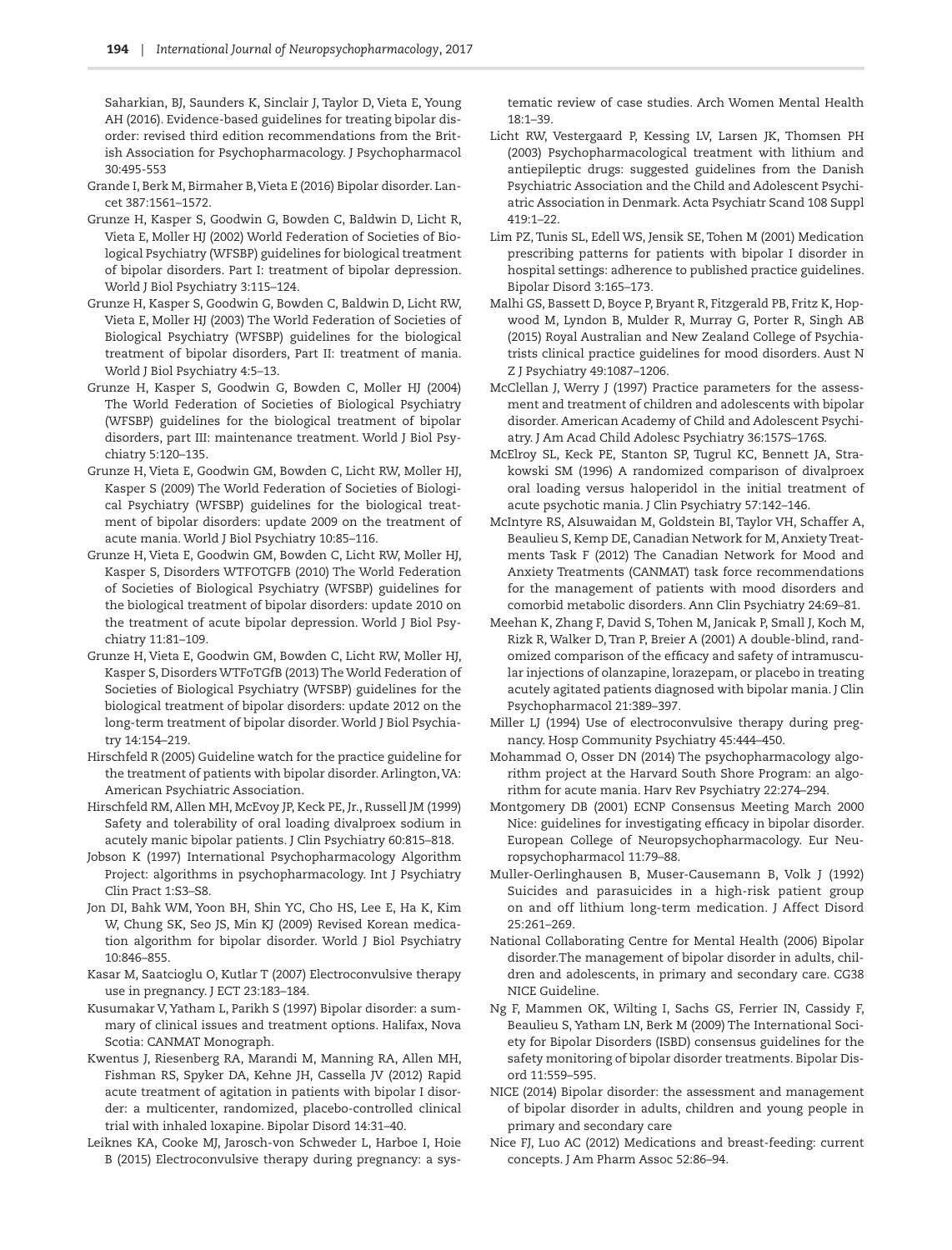Saharkian, BJ, Saunders K, Sinclair J, Taylor D, Vieta E, Young AH (2016). Evidence-based guidelines for treating bipolar disorder: revised third edition recommendations from the British Association for Psychopharmacology. J Psychopharmacol 30:495-553

Grande I, Berk M, Birmaher B, Vieta E (2016) Bipolar disorder. Lancet 387:1561–1572.

Grunze H, Kasper S, Goodwin G, Bowden C, Baldwin D, Licht R, Vieta E, Moller HJ (2002) World Federation of Societies of Biological Psychiatry (WFSBP) guidelines for biological treatment of bipolar disorders. Part I: treatment of bipolar depression. World J Biol Psychiatry 3:115–124.

Grunze H, Kasper S, Goodwin G, Bowden C, Baldwin D, Licht RW, Vieta E, Moller HJ (2003) The World Federation of Societies of Biological Psychiatry (WFSBP) guidelines for the biological treatment of bipolar disorders, Part II: treatment of mania. World J Biol Psychiatry 4:5–13.

Grunze H, Kasper S, Goodwin G, Bowden C, Moller HJ (2004) The World Federation of Societies of Biological Psychiatry (WFSBP) guidelines for the biological treatment of bipolar disorders, part III: maintenance treatment. World J Biol Psychiatry 5:120–135.

Grunze H, Vieta E, Goodwin GM, Bowden C, Licht RW, Moller HJ, Kasper S (2009) The World Federation of Societies of Biological Psychiatry (WFSBP) guidelines for the biological treatment of bipolar disorders: update 2009 on the treatment of acute mania. World J Biol Psychiatry 10:85–116.

Grunze H, Vieta E, Goodwin GM, Bowden C, Licht RW, Moller HJ, Kasper S, Disorders WTFOTGFB (2010) The World Federation of Societies of Biological Psychiatry (WFSBP) guidelines for the biological treatment of bipolar disorders: update 2010 on the treatment of acute bipolar depression. World J Biol Psychiatry 11:81–109.

Grunze H, Vieta E, Goodwin GM, Bowden C, Licht RW, Moller HJ, Kasper S, Disorders WTFoTGfB (2013) The World Federation of Societies of Biological Psychiatry (WFSBP) guidelines for the biological treatment of bipolar disorders: update 2012 on the long-term treatment of bipolar disorder. World J Biol Psychiatry 14:154–219.

Hirschfeld R (2005) Guideline watch for the practice guideline for the treatment of patients with bipolar disorder. Arlington, VA: American Psychiatric Association.

Hirschfeld RM, Allen MH, McEvoy JP, Keck PE, Jr., Russell JM (1999) Safety and tolerability of oral loading divalproex sodium in acutely manic bipolar patients. J Clin Psychiatry 60:815–818.

Jobson K (1997) International Psychopharmacology Algorithm Project: algorithms in psychopharmacology. Int J Psychiatry Clin Pract 1:S3–S8.

Jon DI, Bahk WM, Yoon BH, Shin YC, Cho HS, Lee E, Ha K, Kim W, Chung SK, Seo JS, Min KJ (2009) Revised Korean medication algorithm for bipolar disorder. World J Biol Psychiatry 10:846–855.

Kasar M, Saatcioglu O, Kutlar T (2007) Electroconvulsive therapy use in pregnancy. J ECT 23:183–184.

Kusumakar V, Yatham L, Parikh S (1997) Bipolar disorder: a summary of clinical issues and treatment options. Halifax, Nova Scotia: CANMAT Monograph.

Kwentus J, Riesenberg RA, Marandi M, Manning RA, Allen MH, Fishman RS, Spyker DA, Kehne JH, Cassella JV (2012) Rapid acute treatment of agitation in patients with bipolar I disorder: a multicenter, randomized, placebo-controlled clinical trial with inhaled loxapine. Bipolar Disord 14:31–40.

Leiknes KA, Cooke MJ, Jarosch-von Schweder L, Harboe I, Hoie B (2015) Electroconvulsive therapy during pregnancy: a systematic review of case studies. Arch Women Mental Health 18:1–39.

Licht RW, Vestergaard P, Kessing LV, Larsen JK, Thomsen PH (2003) Psychopharmacological treatment with lithium and antiepileptic drugs: suggested guidelines from the Danish Psychiatric Association and the Child and Adolescent Psychiatric Association in Denmark. Acta Psychiatr Scand 108 Suppl 419:1–22.

Lim PZ, Tunis SL, Edell WS, Jensik SE, Tohen M (2001) Medication prescribing patterns for patients with bipolar I disorder in hospital settings: adherence to published practice guidelines. Bipolar Disord 3:165–173.

Malhi GS, Bassett D, Boyce P, Bryant R, Fitzgerald PB, Fritz K, Hopwood M, Lyndon B, Mulder R, Murray G, Porter R, Singh AB (2015) Royal Australian and New Zealand College of Psychiatrists clinical practice guidelines for mood disorders. Aust N Z J Psychiatry 49:1087–1206.

McClellan J, Werry J (1997) Practice parameters for the assessment and treatment of children and adolescents with bipolar disorder. American Academy of Child and Adolescent Psychiatry. J Am Acad Child Adolesc Psychiatry 36:157S–176S.

McElroy SL, Keck PE, Stanton SP, Tugrul KC, Bennett JA, Strakowski SM (1996) A randomized comparison of divalproex oral loading versus haloperidol in the initial treatment of acute psychotic mania. J Clin Psychiatry 57:142–146.

McIntyre RS, Alsuwaidan M, Goldstein BI, Taylor VH, Schaffer A, Beaulieu S, Kemp DE, Canadian Network for M, Anxiety Treatments Task F (2012) The Canadian Network for Mood and Anxiety Treatments (CANMAT) task force recommendations for the management of patients with mood disorders and comorbid metabolic disorders. Ann Clin Psychiatry 24:69–81.

Meehan K, Zhang F, David S, Tohen M, Janicak P, Small J, Koch M, Rizk R, Walker D, Tran P, Breier A (2001) A double-blind, randomized comparison of the efficacy and safety of intramuscular injections of olanzapine, lorazepam, or placebo in treating acutely agitated patients diagnosed with bipolar mania. J Clin Psychopharmacol 21:389–397.

Miller LJ (1994) Use of electroconvulsive therapy during pregnancy. Hosp Community Psychiatry 45:444–450.

Mohammad O, Osser DN (2014) The psychopharmacology algorithm project at the Harvard South Shore Program: an algorithm for acute mania. Harv Rev Psychiatry 22:274–294.

Montgomery DB (2001) ECNP Consensus Meeting March 2000 Nice: guidelines for investigating efficacy in bipolar disorder. European College of Neuropsychopharmacology. Eur Neuropsychopharmacol 11:79–88.

Muller-Oerlinghausen B, Muser-Causemann B, Volk J (1992) Suicides and parasuicides in a high-risk patient group on and off lithium long-term medication. J Affect Disord 25:261–269.

National Collaborating Centre for Mental Health (2006) Bipolar disorder.The management of bipolar disorder in adults, children and adolescents, in primary and secondary care. CG38 NICE Guideline.

Ng F, Mammen OK, Wilting I, Sachs GS, Ferrier IN, Cassidy F, Beaulieu S, Yatham LN, Berk M (2009) The International Society for Bipolar Disorders (ISBD) consensus guidelines for the safety monitoring of bipolar disorder treatments. Bipolar Disord 11:559–595.

NICE (2014) Bipolar disorder: the assessment and management of bipolar disorder in adults, children and young people in primary and secondary care

Nice FJ, Luo AC (2012) Medications and breast-feeding: current concepts. J Am Pharm Assoc 52:86–94.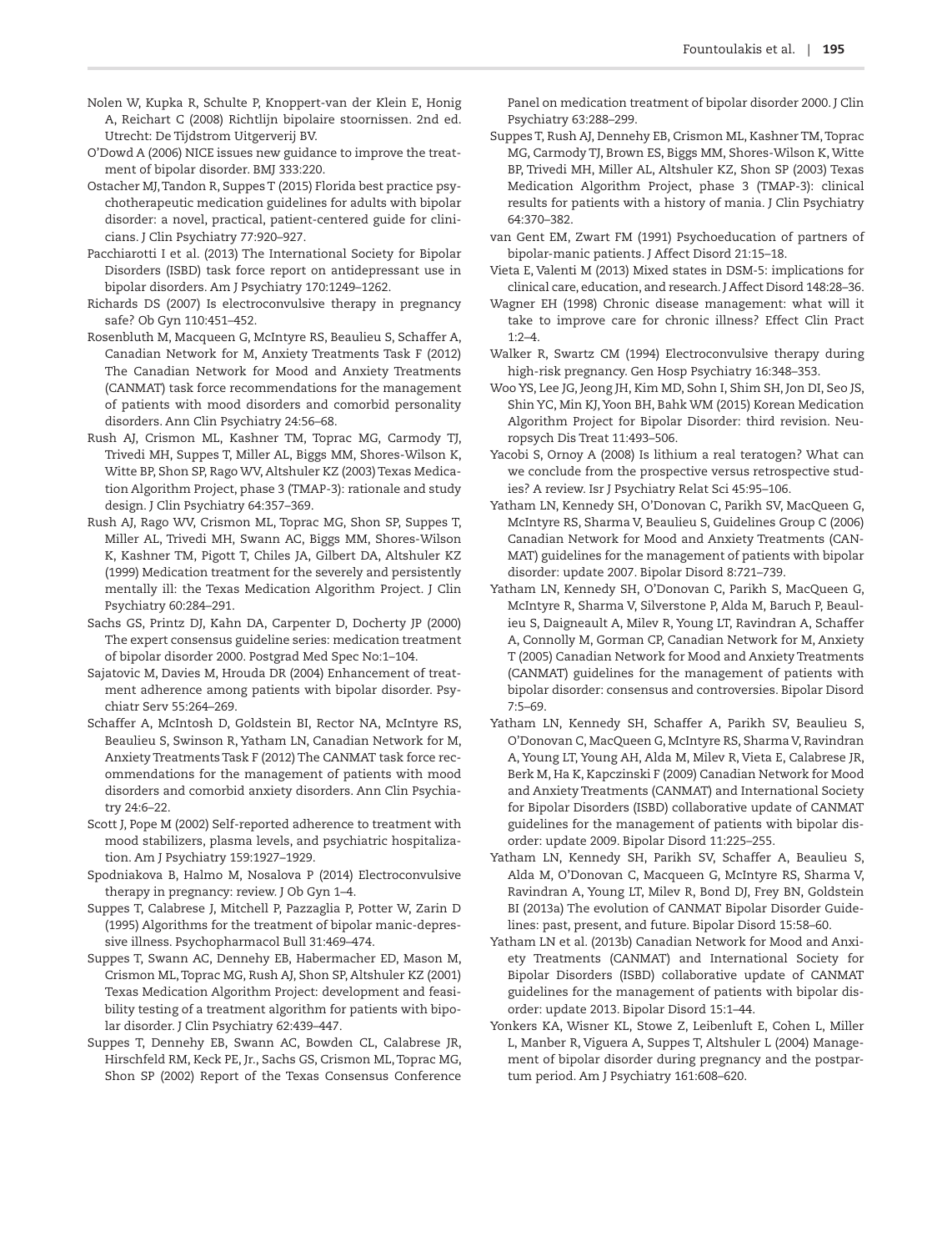Nolen W, Kupka R, Schulte P, Knoppert-van der Klein E, Honig A, Reichart C (2008) Richtlijn bipolaire stoornissen. 2nd ed. Utrecht: De Tijdstrom Uitgeverij BV.

O'Dowd A (2006) NICE issues new guidance to improve the treatment of bipolar disorder. BMJ 333:220.

Ostacher MJ, Tandon R, Suppes T (2015) Florida best practice psychotherapeutic medication guidelines for adults with bipolar disorder: a novel, practical, patient-centered guide for clinicians. J Clin Psychiatry 77:920–927.

Pacchiarotti I et al. (2013) The International Society for Bipolar Disorders (ISBD) task force report on antidepressant use in bipolar disorders. Am J Psychiatry 170:1249–1262.

Richards DS (2007) Is electroconvulsive therapy in pregnancy safe? Ob Gyn 110:451–452.

Rosenbluth M, Macqueen G, McIntyre RS, Beaulieu S, Schaffer A, Canadian Network for M, Anxiety Treatments Task F (2012) The Canadian Network for Mood and Anxiety Treatments (CANMAT) task force recommendations for the management of patients with mood disorders and comorbid personality disorders. Ann Clin Psychiatry 24:56–68.

Rush AJ, Crismon ML, Kashner TM, Toprac MG, Carmody TJ, Trivedi MH, Suppes T, Miller AL, Biggs MM, Shores-Wilson K, Witte BP, Shon SP, Rago WV, Altshuler KZ (2003) Texas Medication Algorithm Project, phase 3 (TMAP-3): rationale and study design. J Clin Psychiatry 64:357–369.

Rush AJ, Rago WV, Crismon ML, Toprac MG, Shon SP, Suppes T, Miller AL, Trivedi MH, Swann AC, Biggs MM, Shores-Wilson K, Kashner TM, Pigott T, Chiles JA, Gilbert DA, Altshuler KZ (1999) Medication treatment for the severely and persistently mentally ill: the Texas Medication Algorithm Project. J Clin Psychiatry 60:284–291.

Sachs GS, Printz DJ, Kahn DA, Carpenter D, Docherty JP (2000) The expert consensus guideline series: medication treatment of bipolar disorder 2000. Postgrad Med Spec No:1–104.

Sajatovic M, Davies M, Hrouda DR (2004) Enhancement of treatment adherence among patients with bipolar disorder. Psychiatr Serv 55:264–269.

Schaffer A, McIntosh D, Goldstein BI, Rector NA, McIntyre RS, Beaulieu S, Swinson R, Yatham LN, Canadian Network for M, Anxiety Treatments Task F (2012) The CANMAT task force recommendations for the management of patients with mood disorders and comorbid anxiety disorders. Ann Clin Psychiatry 24:6–22.

Scott J, Pope M (2002) Self-reported adherence to treatment with mood stabilizers, plasma levels, and psychiatric hospitalization. Am J Psychiatry 159:1927–1929.

Spodniakova B, Halmo M, Nosalova P (2014) Electroconvulsive therapy in pregnancy: review. J Ob Gyn 1–4.

Suppes T, Calabrese J, Mitchell P, Pazzaglia P, Potter W, Zarin D (1995) Algorithms for the treatment of bipolar manic-depressive illness. Psychopharmacol Bull 31:469–474.

Suppes T, Swann AC, Dennehy EB, Habermacher ED, Mason M, Crismon ML, Toprac MG, Rush AJ, Shon SP, Altshuler KZ (2001) Texas Medication Algorithm Project: development and feasibility testing of a treatment algorithm for patients with bipolar disorder. J Clin Psychiatry 62:439–447.

Suppes T, Dennehy EB, Swann AC, Bowden CL, Calabrese JR, Hirschfeld RM, Keck PE, Jr., Sachs GS, Crismon ML, Toprac MG, Shon SP (2002) Report of the Texas Consensus Conference Panel on medication treatment of bipolar disorder 2000. J Clin Psychiatry 63:288–299.

Suppes T, Rush AJ, Dennehy EB, Crismon ML, Kashner TM, Toprac MG, Carmody TJ, Brown ES, Biggs MM, Shores-Wilson K, Witte BP, Trivedi MH, Miller AL, Altshuler KZ, Shon SP (2003) Texas Medication Algorithm Project, phase 3 (TMAP-3): clinical results for patients with a history of mania. J Clin Psychiatry 64:370–382.

van Gent EM, Zwart FM (1991) Psychoeducation of partners of bipolar-manic patients. J Affect Disord 21:15–18.

Vieta E, Valenti M (2013) Mixed states in DSM-5: implications for clinical care, education, and research. J Affect Disord 148:28–36.

Wagner EH (1998) Chronic disease management: what will it take to improve care for chronic illness? Effect Clin Pract 1:2–4.

Walker R, Swartz CM (1994) Electroconvulsive therapy during high-risk pregnancy. Gen Hosp Psychiatry 16:348–353.

Woo YS, Lee JG, Jeong JH, Kim MD, Sohn I, Shim SH, Jon DI, Seo JS, Shin YC, Min KJ, Yoon BH, Bahk WM (2015) Korean Medication Algorithm Project for Bipolar Disorder: third revision. Neuropsych Dis Treat 11:493–506.

Yacobi S, Ornoy A (2008) Is lithium a real teratogen? What can we conclude from the prospective versus retrospective studies? A review. Isr J Psychiatry Relat Sci 45:95–106.

Yatham LN, Kennedy SH, O'Donovan C, Parikh SV, MacQueen G, McIntyre RS, Sharma V, Beaulieu S, Guidelines Group C (2006) Canadian Network for Mood and Anxiety Treatments (CANMAT) guidelines for the management of patients with bipolar disorder: update 2007. Bipolar Disord 8:721–739.

Yatham LN, Kennedy SH, O'Donovan C, Parikh S, MacQueen G, McIntyre R, Sharma V, Silverstone P, Alda M, Baruch P, Beaulieu S, Daigneault A, Milev R, Young LT, Ravindran A, Schaffer A, Connolly M, Gorman CP, Canadian Network for M, Anxiety T (2005) Canadian Network for Mood and Anxiety Treatments (CANMAT) guidelines for the management of patients with bipolar disorder: consensus and controversies. Bipolar Disord 7:5–69.

Yatham LN, Kennedy SH, Schaffer A, Parikh SV, Beaulieu S, O'Donovan C, MacQueen G, McIntyre RS, Sharma V, Ravindran A, Young LT, Young AH, Alda M, Milev R, Vieta E, Calabrese JR, Berk M, Ha K, Kapczinski F (2009) Canadian Network for Mood and Anxiety Treatments (CANMAT) and International Society for Bipolar Disorders (ISBD) collaborative update of CANMAT guidelines for the management of patients with bipolar disorder: update 2009. Bipolar Disord 11:225–255.

Yatham LN, Kennedy SH, Parikh SV, Schaffer A, Beaulieu S, Alda M, O'Donovan C, Macqueen G, McIntyre RS, Sharma V, Ravindran A, Young LT, Milev R, Bond DJ, Frey BN, Goldstein BI (2013a) The evolution of CANMAT Bipolar Disorder Guidelines: past, present, and future. Bipolar Disord 15:58–60.

Yatham LN et al. (2013b) Canadian Network for Mood and Anxiety Treatments (CANMAT) and International Society for Bipolar Disorders (ISBD) collaborative update of CANMAT guidelines for the management of patients with bipolar disorder: update 2013. Bipolar Disord 15:1–44.

Yonkers KA, Wisner KL, Stowe Z, Leibenluft E, Cohen L, Miller L, Manber R, Viguera A, Suppes T, Altshuler L (2004) Management of bipolar disorder during pregnancy and the postpartum period. Am J Psychiatry 161:608–620.